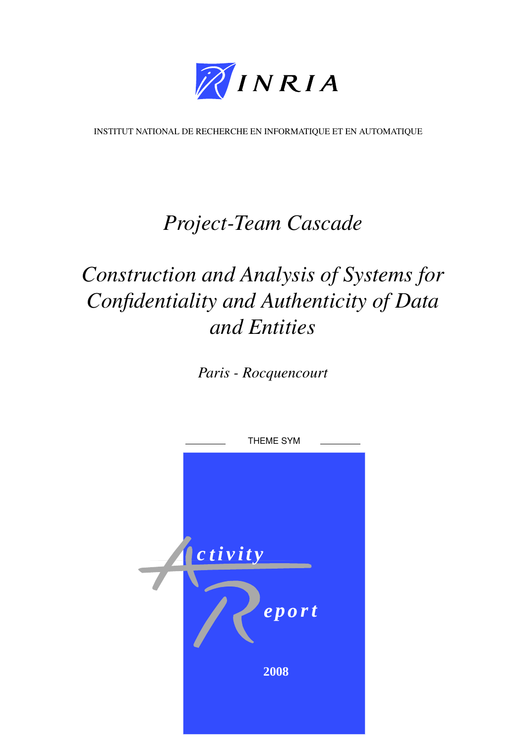INRIA

INSTITUT NATIONAL DE RECHERCHE EN INFORMATIQUE ET EN AUTOMATIQUE

# *Project-Team Cascade*

# *Construction and Analysis of Systems for Confidentiality and Authenticity of Data and Entities*

*Paris - Rocquencourt*

THEME SYM

Activity Report

2008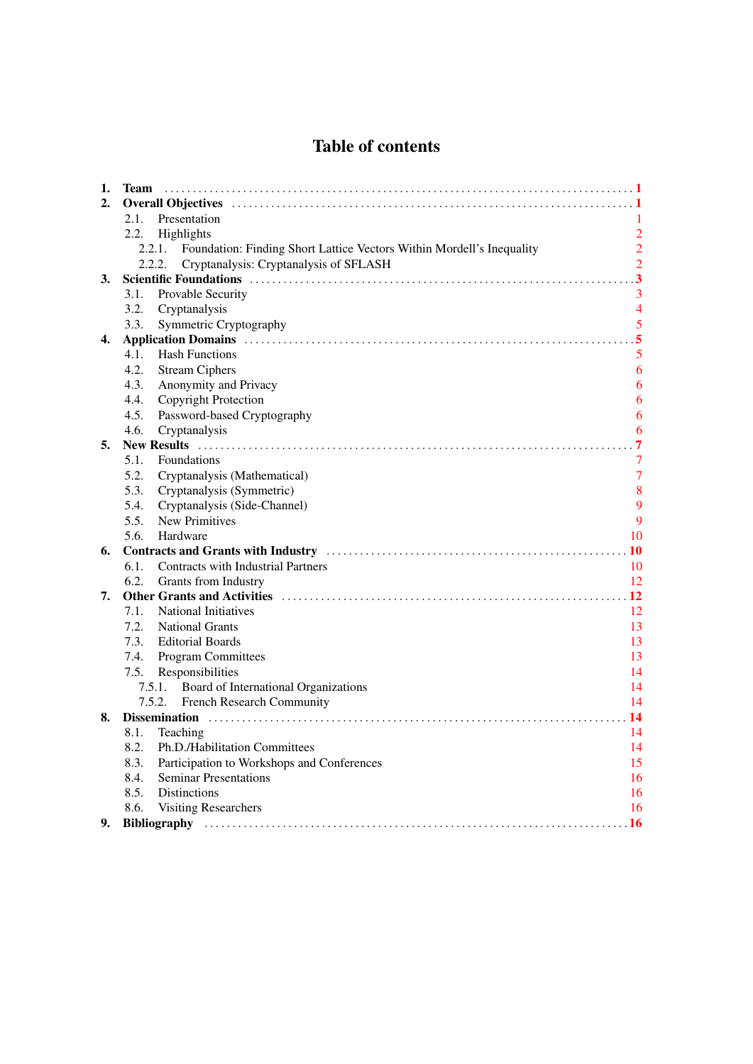# Table of contents

**1. Team** ..... **1**

**2. Overall Objectives** ..... **1**

- 2.1. Presentation ..... 1
- 2.2. Highlights ..... 2
  - 2.2.1. Foundation: Finding Short Lattice Vectors Within Mordell's Inequality ..... 2
  - 2.2.2. Cryptanalysis: Cryptanalysis of SFLASH ..... 2

**3. Scientific Foundations** ..... **3**

- 3.1. Provable Security ..... 3
- 3.2. Cryptanalysis ..... 4
- 3.3. Symmetric Cryptography ..... 5

**4. Application Domains** ..... **5**

- 4.1. Hash Functions ..... 5
- 4.2. Stream Ciphers ..... 6
- 4.3. Anonymity and Privacy ..... 6
- 4.4. Copyright Protection ..... 6
- 4.5. Password-based Cryptography ..... 6
- 4.6. Cryptanalysis ..... 6

**5. New Results** ..... **7**

- 5.1. Foundations ..... 7
- 5.2. Cryptanalysis (Mathematical) ..... 7
- 5.3. Cryptanalysis (Symmetric) ..... 8
- 5.4. Cryptanalysis (Side-Channel) ..... 9
- 5.5. New Primitives ..... 9
- 5.6. Hardware ..... 10

**6. Contracts and Grants with Industry** ..... **10**

- 6.1. Contracts with Industrial Partners ..... 10
- 6.2. Grants from Industry ..... 12

**7. Other Grants and Activities** ..... **12**

- 7.1. National Initiatives ..... 12
- 7.2. National Grants ..... 13
- 7.3. Editorial Boards ..... 13
- 7.4. Program Committees ..... 13
- 7.5. Responsibilities ..... 14
  - 7.5.1. Board of International Organizations ..... 14
  - 7.5.2. French Research Community ..... 14

**8. Dissemination** ..... **14**

- 8.1. Teaching ..... 14
- 8.2. Ph.D./Habilitation Committees ..... 14
- 8.3. Participation to Workshops and Conferences ..... 15
- 8.4. Seminar Presentations ..... 16
- 8.5. Distinctions ..... 16
- 8.6. Visiting Researchers ..... 16

**9. Bibliography** ..... **16**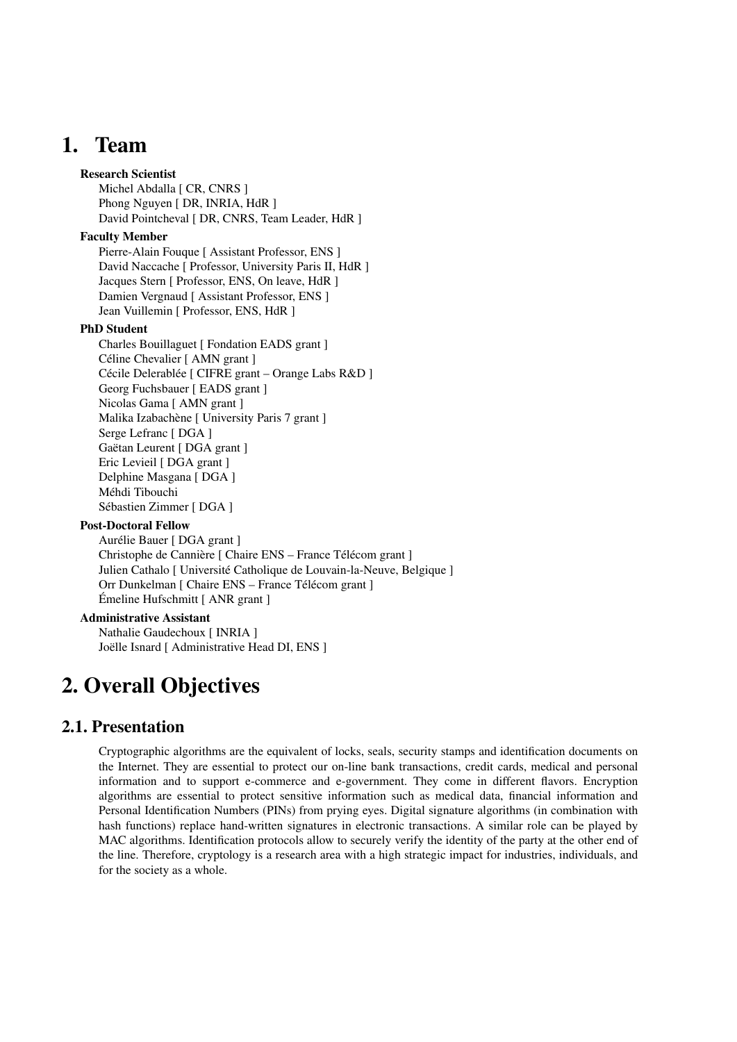# 1. Team

**Research Scientist**

Michel Abdalla [ CR, CNRS ]
Phong Nguyen [ DR, INRIA, HdR ]
David Pointcheval [ DR, CNRS, Team Leader, HdR ]

**Faculty Member**

Pierre-Alain Fouque [ Assistant Professor, ENS ]
David Naccache [ Professor, University Paris II, HdR ]
Jacques Stern [ Professor, ENS, On leave, HdR ]
Damien Vergnaud [ Assistant Professor, ENS ]
Jean Vuillemin [ Professor, ENS, HdR ]

**PhD Student**

Charles Bouillaguet [ Fondation EADS grant ]
Céline Chevalier [ AMN grant ]
Cécile Delerablée [ CIFRE grant – Orange Labs R&D ]
Georg Fuchsbauer [ EADS grant ]
Nicolas Gama [ AMN grant ]
Malika Izabachène [ University Paris 7 grant ]
Serge Lefranc [ DGA ]
Gaëtan Leurent [ DGA grant ]
Eric Levieil [ DGA grant ]
Delphine Masgana [ DGA ]
Méhdi Tibouchi
Sébastien Zimmer [ DGA ]

**Post-Doctoral Fellow**

Aurélie Bauer [ DGA grant ]
Christophe de Cannière [ Chaire ENS – France Télécom grant ]
Julien Cathalo [ Université Catholique de Louvain-la-Neuve, Belgique ]
Orr Dunkelman [ Chaire ENS – France Télécom grant ]
Émeline Hufschmitt [ ANR grant ]

**Administrative Assistant**

Nathalie Gaudechoux [ INRIA ]
Joëlle Isnard [ Administrative Head DI, ENS ]

# 2. Overall Objectives

## 2.1. Presentation

Cryptographic algorithms are the equivalent of locks, seals, security stamps and identification documents on the Internet. They are essential to protect our on-line bank transactions, credit cards, medical and personal information and to support e-commerce and e-government. They come in different flavors. Encryption algorithms are essential to protect sensitive information such as medical data, financial information and Personal Identification Numbers (PINs) from prying eyes. Digital signature algorithms (in combination with hash functions) replace hand-written signatures in electronic transactions. A similar role can be played by MAC algorithms. Identification protocols allow to securely verify the identity of the party at the other end of the line. Therefore, cryptology is a research area with a high strategic impact for industries, individuals, and for the society as a whole.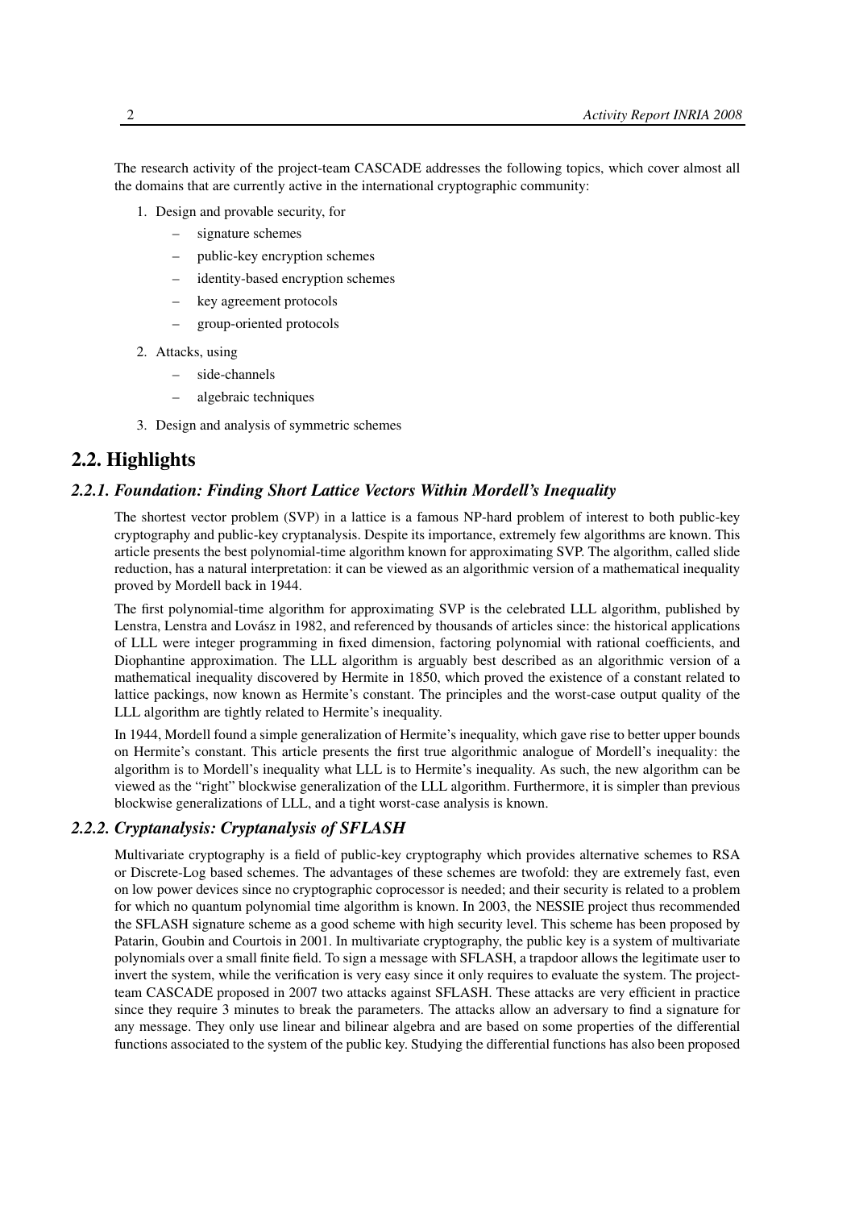The research activity of the project-team CASCADE addresses the following topics, which cover almost all the domains that are currently active in the international cryptographic community:

1. Design and provable security, for
   - signature schemes
   - public-key encryption schemes
   - identity-based encryption schemes
   - key agreement protocols
   - group-oriented protocols
2. Attacks, using
   - side-channels
   - algebraic techniques
3. Design and analysis of symmetric schemes

## 2.2. Highlights

### 2.2.1. Foundation: Finding Short Lattice Vectors Within Mordell's Inequality

The shortest vector problem (SVP) in a lattice is a famous NP-hard problem of interest to both public-key cryptography and public-key cryptanalysis. Despite its importance, extremely few algorithms are known. This article presents the best polynomial-time algorithm known for approximating SVP. The algorithm, called slide reduction, has a natural interpretation: it can be viewed as an algorithmic version of a mathematical inequality proved by Mordell back in 1944.

The first polynomial-time algorithm for approximating SVP is the celebrated LLL algorithm, published by Lenstra, Lenstra and Lovász in 1982, and referenced by thousands of articles since: the historical applications of LLL were integer programming in fixed dimension, factoring polynomial with rational coefficients, and Diophantine approximation. The LLL algorithm is arguably best described as an algorithmic version of a mathematical inequality discovered by Hermite in 1850, which proved the existence of a constant related to lattice packings, now known as Hermite's constant. The principles and the worst-case output quality of the LLL algorithm are tightly related to Hermite's inequality.

In 1944, Mordell found a simple generalization of Hermite's inequality, which gave rise to better upper bounds on Hermite's constant. This article presents the first true algorithmic analogue of Mordell's inequality: the algorithm is to Mordell's inequality what LLL is to Hermite's inequality. As such, the new algorithm can be viewed as the "right" blockwise generalization of the LLL algorithm. Furthermore, it is simpler than previous blockwise generalizations of LLL, and a tight worst-case analysis is known.

### 2.2.2. Cryptanalysis: Cryptanalysis of SFLASH

Multivariate cryptography is a field of public-key cryptography which provides alternative schemes to RSA or Discrete-Log based schemes. The advantages of these schemes are twofold: they are extremely fast, even on low power devices since no cryptographic coprocessor is needed; and their security is related to a problem for which no quantum polynomial time algorithm is known. In 2003, the NESSIE project thus recommended the SFLASH signature scheme as a good scheme with high security level. This scheme has been proposed by Patarin, Goubin and Courtois in 2001. In multivariate cryptography, the public key is a system of multivariate polynomials over a small finite field. To sign a message with SFLASH, a trapdoor allows the legitimate user to invert the system, while the verification is very easy since it only requires to evaluate the system. The project-team CASCADE proposed in 2007 two attacks against SFLASH. These attacks are very efficient in practice since they require 3 minutes to break the parameters. The attacks allow an adversary to find a signature for any message. They only use linear and bilinear algebra and are based on some properties of the differential functions associated to the system of the public key. Studying the differential functions has also been proposed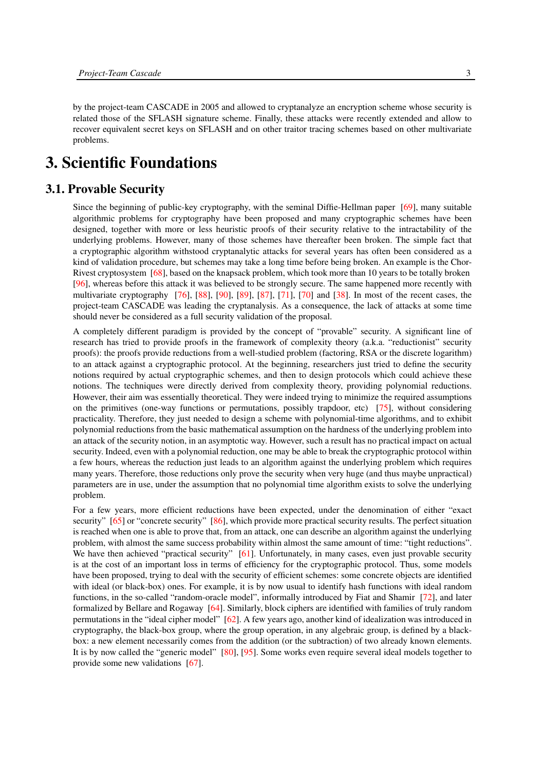by the project-team CASCADE in 2005 and allowed to cryptanalyze an encryption scheme whose security is related those of the SFLASH signature scheme. Finally, these attacks were recently extended and allow to recover equivalent secret keys on SFLASH and on other traitor tracing schemes based on other multivariate problems.

# 3. Scientific Foundations

## 3.1. Provable Security

Since the beginning of public-key cryptography, with the seminal Diffie-Hellman paper [69], many suitable algorithmic problems for cryptography have been proposed and many cryptographic schemes have been designed, together with more or less heuristic proofs of their security relative to the intractability of the underlying problems. However, many of those schemes have thereafter been broken. The simple fact that a cryptographic algorithm withstood cryptanalytic attacks for several years has often been considered as a kind of validation procedure, but schemes may take a long time before being broken. An example is the Chor-Rivest cryptosystem [68], based on the knapsack problem, which took more than 10 years to be totally broken [96], whereas before this attack it was believed to be strongly secure. The same happened more recently with multivariate cryptography [76], [88], [90], [89], [87], [71], [70] and [38]. In most of the recent cases, the project-team CASCADE was leading the cryptanalysis. As a consequence, the lack of attacks at some time should never be considered as a full security validation of the proposal.

A completely different paradigm is provided by the concept of "provable" security. A significant line of research has tried to provide proofs in the framework of complexity theory (a.k.a. "reductionist" security proofs): the proofs provide reductions from a well-studied problem (factoring, RSA or the discrete logarithm) to an attack against a cryptographic protocol. At the beginning, researchers just tried to define the security notions required by actual cryptographic schemes, and then to design protocols which could achieve these notions. The techniques were directly derived from complexity theory, providing polynomial reductions. However, their aim was essentially theoretical. They were indeed trying to minimize the required assumptions on the primitives (one-way functions or permutations, possibly trapdoor, etc) [75], without considering practicality. Therefore, they just needed to design a scheme with polynomial-time algorithms, and to exhibit polynomial reductions from the basic mathematical assumption on the hardness of the underlying problem into an attack of the security notion, in an asymptotic way. However, such a result has no practical impact on actual security. Indeed, even with a polynomial reduction, one may be able to break the cryptographic protocol within a few hours, whereas the reduction just leads to an algorithm against the underlying problem which requires many years. Therefore, those reductions only prove the security when very huge (and thus maybe unpractical) parameters are in use, under the assumption that no polynomial time algorithm exists to solve the underlying problem.

For a few years, more efficient reductions have been expected, under the denomination of either "exact security" [65] or "concrete security" [86], which provide more practical security results. The perfect situation is reached when one is able to prove that, from an attack, one can describe an algorithm against the underlying problem, with almost the same success probability within almost the same amount of time: "tight reductions". We have then achieved "practical security" [61]. Unfortunately, in many cases, even just provable security is at the cost of an important loss in terms of efficiency for the cryptographic protocol. Thus, some models have been proposed, trying to deal with the security of efficient schemes: some concrete objects are identified with ideal (or black-box) ones. For example, it is by now usual to identify hash functions with ideal random functions, in the so-called "random-oracle model", informally introduced by Fiat and Shamir [72], and later formalized by Bellare and Rogaway [64]. Similarly, block ciphers are identified with families of truly random permutations in the "ideal cipher model" [62]. A few years ago, another kind of idealization was introduced in cryptography, the black-box group, where the group operation, in any algebraic group, is defined by a black-box: a new element necessarily comes from the addition (or the subtraction) of two already known elements. It is by now called the "generic model" [80], [95]. Some works even require several ideal models together to provide some new validations [67].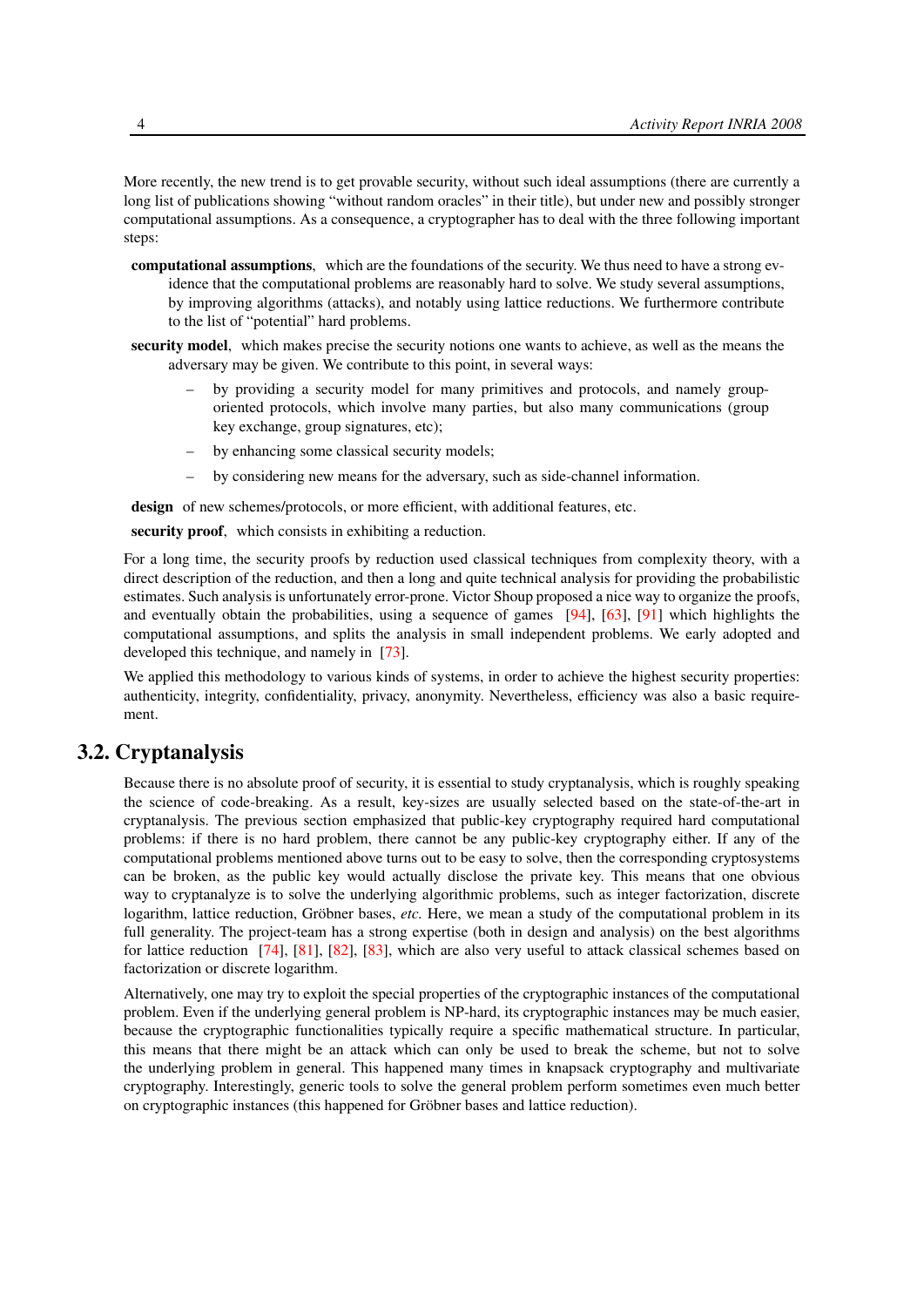More recently, the new trend is to get provable security, without such ideal assumptions (there are currently a long list of publications showing "without random oracles" in their title), but under new and possibly stronger computational assumptions. As a consequence, a cryptographer has to deal with the three following important steps:

**computational assumptions**, which are the foundations of the security. We thus need to have a strong evidence that the computational problems are reasonably hard to solve. We study several assumptions, by improving algorithms (attacks), and notably using lattice reductions. We furthermore contribute to the list of "potential" hard problems.

**security model**, which makes precise the security notions one wants to achieve, as well as the means the adversary may be given. We contribute to this point, in several ways:

- by providing a security model for many primitives and protocols, and namely group-oriented protocols, which involve many parties, but also many communications (group key exchange, group signatures, etc);
- by enhancing some classical security models;
- by considering new means for the adversary, such as side-channel information.

**design** of new schemes/protocols, or more efficient, with additional features, etc.

**security proof**, which consists in exhibiting a reduction.

For a long time, the security proofs by reduction used classical techniques from complexity theory, with a direct description of the reduction, and then a long and quite technical analysis for providing the probabilistic estimates. Such analysis is unfortunately error-prone. Victor Shoup proposed a nice way to organize the proofs, and eventually obtain the probabilities, using a sequence of games [94], [63], [91] which highlights the computational assumptions, and splits the analysis in small independent problems. We early adopted and developed this technique, and namely in [73].

We applied this methodology to various kinds of systems, in order to achieve the highest security properties: authenticity, integrity, confidentiality, privacy, anonymity. Nevertheless, efficiency was also a basic requirement.

## 3.2. Cryptanalysis

Because there is no absolute proof of security, it is essential to study cryptanalysis, which is roughly speaking the science of code-breaking. As a result, key-sizes are usually selected based on the state-of-the-art in cryptanalysis. The previous section emphasized that public-key cryptography required hard computational problems: if there is no hard problem, there cannot be any public-key cryptography either. If any of the computational problems mentioned above turns out to be easy to solve, then the corresponding cryptosystems can be broken, as the public key would actually disclose the private key. This means that one obvious way to cryptanalyze is to solve the underlying algorithmic problems, such as integer factorization, discrete logarithm, lattice reduction, Gröbner bases, *etc.* Here, we mean a study of the computational problem in its full generality. The project-team has a strong expertise (both in design and analysis) on the best algorithms for lattice reduction [74], [81], [82], [83], which are also very useful to attack classical schemes based on factorization or discrete logarithm.

Alternatively, one may try to exploit the special properties of the cryptographic instances of the computational problem. Even if the underlying general problem is NP-hard, its cryptographic instances may be much easier, because the cryptographic functionalities typically require a specific mathematical structure. In particular, this means that there might be an attack which can only be used to break the scheme, but not to solve the underlying problem in general. This happened many times in knapsack cryptography and multivariate cryptography. Interestingly, generic tools to solve the general problem perform sometimes even much better on cryptographic instances (this happened for Gröbner bases and lattice reduction).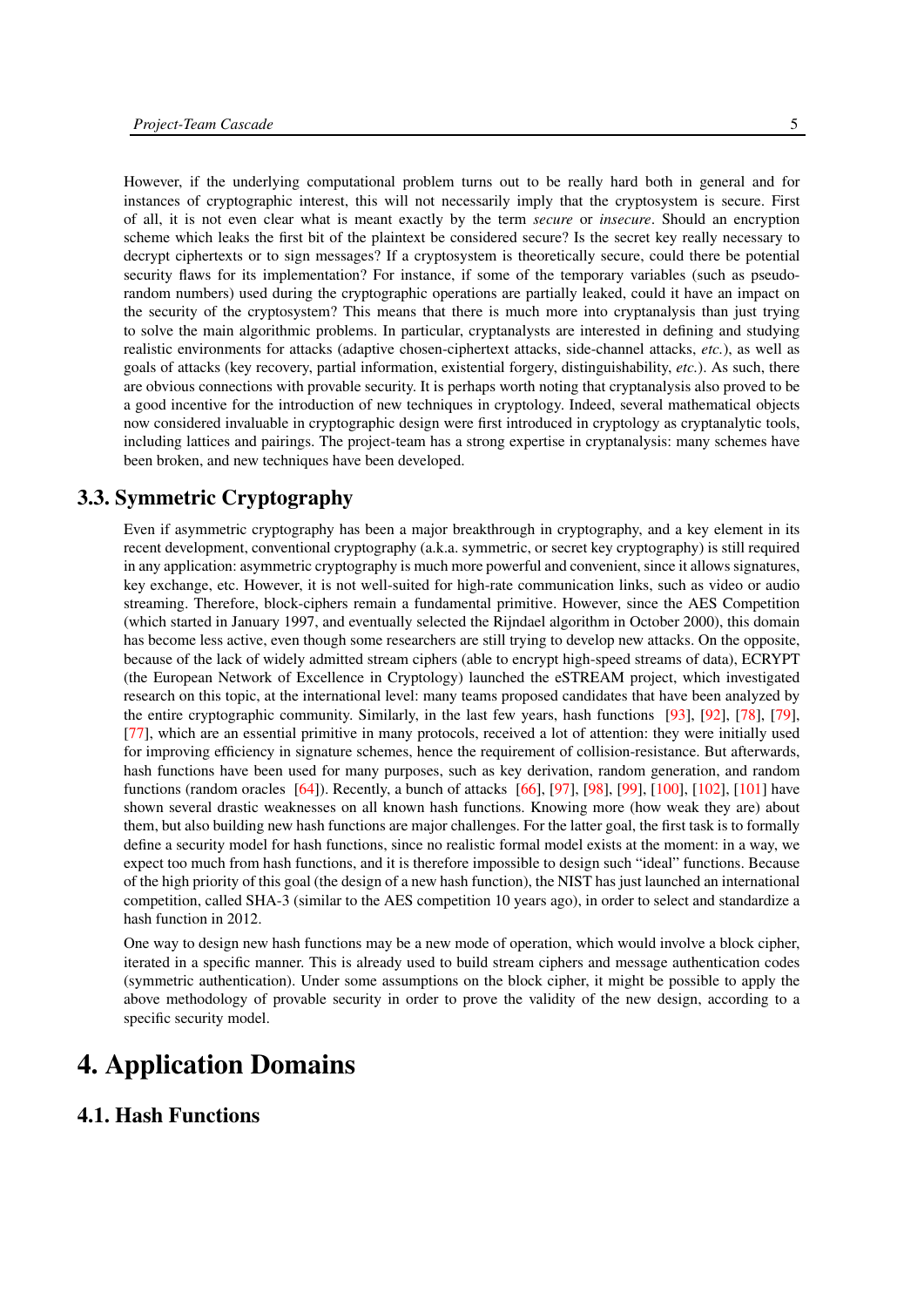However, if the underlying computational problem turns out to be really hard both in general and for instances of cryptographic interest, this will not necessarily imply that the cryptosystem is secure. First of all, it is not even clear what is meant exactly by the term *secure* or *insecure*. Should an encryption scheme which leaks the first bit of the plaintext be considered secure? Is the secret key really necessary to decrypt ciphertexts or to sign messages? If a cryptosystem is theoretically secure, could there be potential security flaws for its implementation? For instance, if some of the temporary variables (such as pseudo-random numbers) used during the cryptographic operations are partially leaked, could it have an impact on the security of the cryptosystem? This means that there is much more into cryptanalysis than just trying to solve the main algorithmic problems. In particular, cryptanalysts are interested in defining and studying realistic environments for attacks (adaptive chosen-ciphertext attacks, side-channel attacks, *etc.*), as well as goals of attacks (key recovery, partial information, existential forgery, distinguishability, *etc.*). As such, there are obvious connections with provable security. It is perhaps worth noting that cryptanalysis also proved to be a good incentive for the introduction of new techniques in cryptology. Indeed, several mathematical objects now considered invaluable in cryptographic design were first introduced in cryptology as cryptanalytic tools, including lattices and pairings. The project-team has a strong expertise in cryptanalysis: many schemes have been broken, and new techniques have been developed.

## 3.3. Symmetric Cryptography

Even if asymmetric cryptography has been a major breakthrough in cryptography, and a key element in its recent development, conventional cryptography (a.k.a. symmetric, or secret key cryptography) is still required in any application: asymmetric cryptography is much more powerful and convenient, since it allows signatures, key exchange, etc. However, it is not well-suited for high-rate communication links, such as video or audio streaming. Therefore, block-ciphers remain a fundamental primitive. However, since the AES Competition (which started in January 1997, and eventually selected the Rijndael algorithm in October 2000), this domain has become less active, even though some researchers are still trying to develop new attacks. On the opposite, because of the lack of widely admitted stream ciphers (able to encrypt high-speed streams of data), ECRYPT (the European Network of Excellence in Cryptology) launched the eSTREAM project, which investigated research on this topic, at the international level: many teams proposed candidates that have been analyzed by the entire cryptographic community. Similarly, in the last few years, hash functions [93], [92], [78], [79], [77], which are an essential primitive in many protocols, received a lot of attention: they were initially used for improving efficiency in signature schemes, hence the requirement of collision-resistance. But afterwards, hash functions have been used for many purposes, such as key derivation, random generation, and random functions (random oracles [64]). Recently, a bunch of attacks [66], [97], [98], [99], [100], [102], [101] have shown several drastic weaknesses on all known hash functions. Knowing more (how weak they are) about them, but also building new hash functions are major challenges. For the latter goal, the first task is to formally define a security model for hash functions, since no realistic formal model exists at the moment: in a way, we expect too much from hash functions, and it is therefore impossible to design such "ideal" functions. Because of the high priority of this goal (the design of a new hash function), the NIST has just launched an international competition, called SHA-3 (similar to the AES competition 10 years ago), in order to select and standardize a hash function in 2012.

One way to design new hash functions may be a new mode of operation, which would involve a block cipher, iterated in a specific manner. This is already used to build stream ciphers and message authentication codes (symmetric authentication). Under some assumptions on the block cipher, it might be possible to apply the above methodology of provable security in order to prove the validity of the new design, according to a specific security model.

# 4. Application Domains

## 4.1. Hash Functions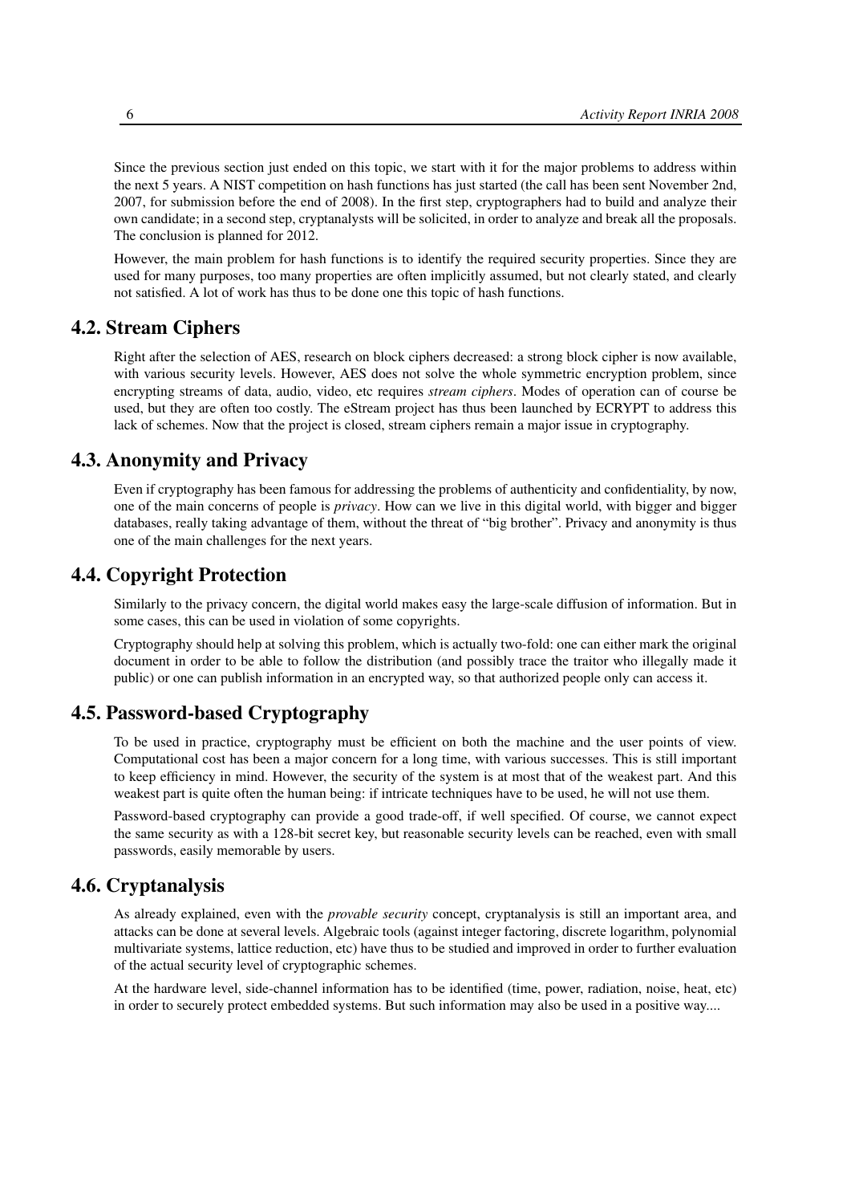Since the previous section just ended on this topic, we start with it for the major problems to address within the next 5 years. A NIST competition on hash functions has just started (the call has been sent November 2nd, 2007, for submission before the end of 2008). In the first step, cryptographers had to build and analyze their own candidate; in a second step, cryptanalysts will be solicited, in order to analyze and break all the proposals. The conclusion is planned for 2012.

However, the main problem for hash functions is to identify the required security properties. Since they are used for many purposes, too many properties are often implicitly assumed, but not clearly stated, and clearly not satisfied. A lot of work has thus to be done one this topic of hash functions.

## 4.2. Stream Ciphers

Right after the selection of AES, research on block ciphers decreased: a strong block cipher is now available, with various security levels. However, AES does not solve the whole symmetric encryption problem, since encrypting streams of data, audio, video, etc requires *stream ciphers*. Modes of operation can of course be used, but they are often too costly. The eStream project has thus been launched by ECRYPT to address this lack of schemes. Now that the project is closed, stream ciphers remain a major issue in cryptography.

## 4.3. Anonymity and Privacy

Even if cryptography has been famous for addressing the problems of authenticity and confidentiality, by now, one of the main concerns of people is *privacy*. How can we live in this digital world, with bigger and bigger databases, really taking advantage of them, without the threat of "big brother". Privacy and anonymity is thus one of the main challenges for the next years.

## 4.4. Copyright Protection

Similarly to the privacy concern, the digital world makes easy the large-scale diffusion of information. But in some cases, this can be used in violation of some copyrights.

Cryptography should help at solving this problem, which is actually two-fold: one can either mark the original document in order to be able to follow the distribution (and possibly trace the traitor who illegally made it public) or one can publish information in an encrypted way, so that authorized people only can access it.

## 4.5. Password-based Cryptography

To be used in practice, cryptography must be efficient on both the machine and the user points of view. Computational cost has been a major concern for a long time, with various successes. This is still important to keep efficiency in mind. However, the security of the system is at most that of the weakest part. And this weakest part is quite often the human being: if intricate techniques have to be used, he will not use them.

Password-based cryptography can provide a good trade-off, if well specified. Of course, we cannot expect the same security as with a 128-bit secret key, but reasonable security levels can be reached, even with small passwords, easily memorable by users.

## 4.6. Cryptanalysis

As already explained, even with the *provable security* concept, cryptanalysis is still an important area, and attacks can be done at several levels. Algebraic tools (against integer factoring, discrete logarithm, polynomial multivariate systems, lattice reduction, etc) have thus to be studied and improved in order to further evaluation of the actual security level of cryptographic schemes.

At the hardware level, side-channel information has to be identified (time, power, radiation, noise, heat, etc) in order to securely protect embedded systems. But such information may also be used in a positive way....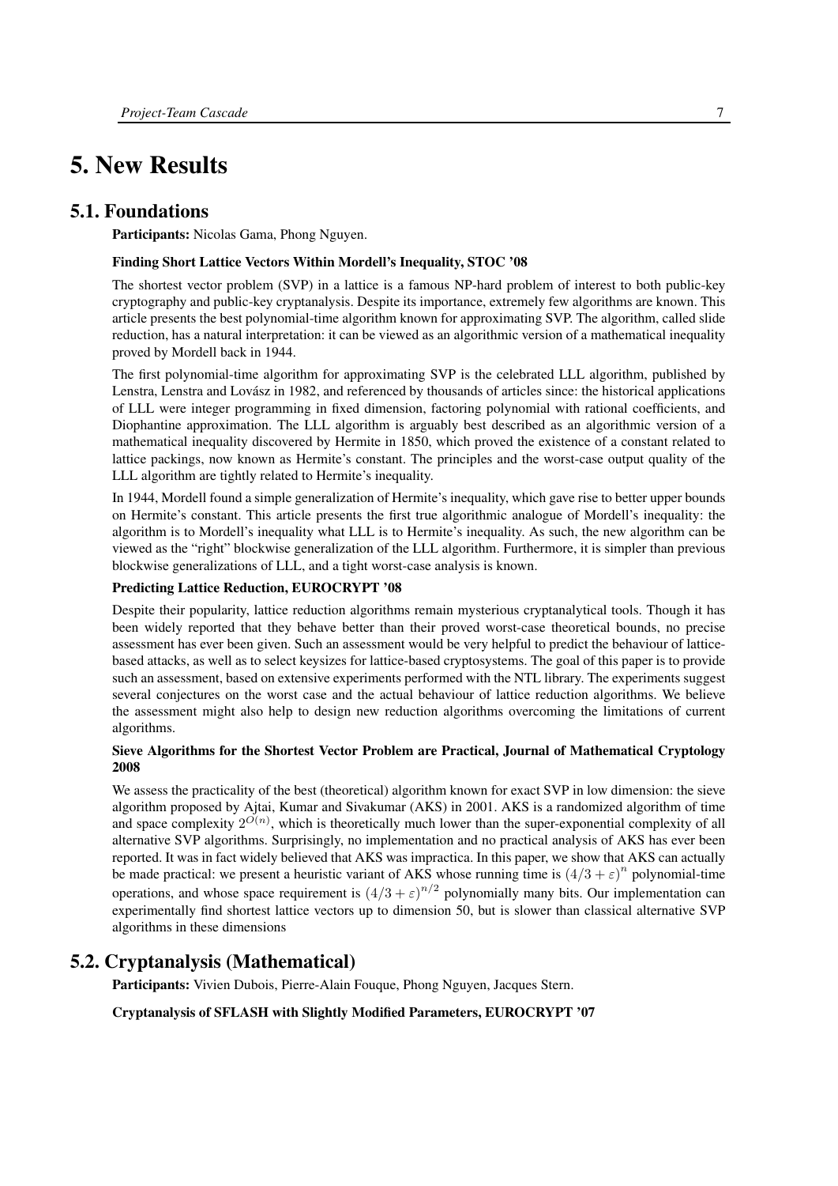# 5. New Results

## 5.1. Foundations

**Participants:** Nicolas Gama, Phong Nguyen.

**Finding Short Lattice Vectors Within Mordell's Inequality, STOC '08**

The shortest vector problem (SVP) in a lattice is a famous NP-hard problem of interest to both public-key cryptography and public-key cryptanalysis. Despite its importance, extremely few algorithms are known. This article presents the best polynomial-time algorithm known for approximating SVP. The algorithm, called slide reduction, has a natural interpretation: it can be viewed as an algorithmic version of a mathematical inequality proved by Mordell back in 1944.

The first polynomial-time algorithm for approximating SVP is the celebrated LLL algorithm, published by Lenstra, Lenstra and Lovász in 1982, and referenced by thousands of articles since: the historical applications of LLL were integer programming in fixed dimension, factoring polynomial with rational coefficients, and Diophantine approximation. The LLL algorithm is arguably best described as an algorithmic version of a mathematical inequality discovered by Hermite in 1850, which proved the existence of a constant related to lattice packings, now known as Hermite's constant. The principles and the worst-case output quality of the LLL algorithm are tightly related to Hermite's inequality.

In 1944, Mordell found a simple generalization of Hermite's inequality, which gave rise to better upper bounds on Hermite's constant. This article presents the first true algorithmic analogue of Mordell's inequality: the algorithm is to Mordell's inequality what LLL is to Hermite's inequality. As such, the new algorithm can be viewed as the "right" blockwise generalization of the LLL algorithm. Furthermore, it is simpler than previous blockwise generalizations of LLL, and a tight worst-case analysis is known.

**Predicting Lattice Reduction, EUROCRYPT '08**

Despite their popularity, lattice reduction algorithms remain mysterious cryptanalytical tools. Though it has been widely reported that they behave better than their proved worst-case theoretical bounds, no precise assessment has ever been given. Such an assessment would be very helpful to predict the behaviour of lattice-based attacks, as well as to select keysizes for lattice-based cryptosystems. The goal of this paper is to provide such an assessment, based on extensive experiments performed with the NTL library. The experiments suggest several conjectures on the worst case and the actual behaviour of lattice reduction algorithms. We believe the assessment might also help to design new reduction algorithms overcoming the limitations of current algorithms.

**Sieve Algorithms for the Shortest Vector Problem are Practical, Journal of Mathematical Cryptology 2008**

We assess the practicality of the best (theoretical) algorithm known for exact SVP in low dimension: the sieve algorithm proposed by Ajtai, Kumar and Sivakumar (AKS) in 2001. AKS is a randomized algorithm of time and space complexity $2^{O(n)}$, which is theoretically much lower than the super-exponential complexity of all alternative SVP algorithms. Surprisingly, no implementation and no practical analysis of AKS has ever been reported. It was in fact widely believed that AKS was impractica. In this paper, we show that AKS can actually be made practical: we present a heuristic variant of AKS whose running time is $(4/3+\varepsilon)^n$ polynomial-time operations, and whose space requirement is $(4/3+\varepsilon)^{n/2}$ polynomially many bits. Our implementation can experimentally find shortest lattice vectors up to dimension 50, but is slower than classical alternative SVP algorithms in these dimensions

## 5.2. Cryptanalysis (Mathematical)

**Participants:** Vivien Dubois, Pierre-Alain Fouque, Phong Nguyen, Jacques Stern.

**Cryptanalysis of SFLASH with Slightly Modified Parameters, EUROCRYPT '07**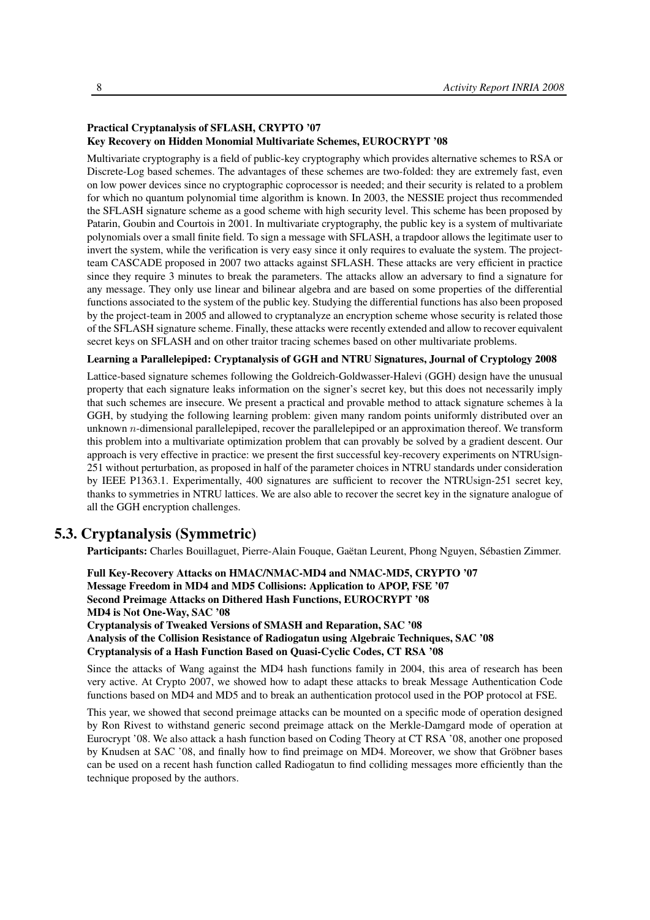**Practical Cryptanalysis of SFLASH, CRYPTO '07**
**Key Recovery on Hidden Monomial Multivariate Schemes, EUROCRYPT '08**

Multivariate cryptography is a field of public-key cryptography which provides alternative schemes to RSA or Discrete-Log based schemes. The advantages of these schemes are two-folded: they are extremely fast, even on low power devices since no cryptographic coprocessor is needed; and their security is related to a problem for which no quantum polynomial time algorithm is known. In 2003, the NESSIE project thus recommended the SFLASH signature scheme as a good scheme with high security level. This scheme has been proposed by Patarin, Goubin and Courtois in 2001. In multivariate cryptography, the public key is a system of multivariate polynomials over a small finite field. To sign a message with SFLASH, a trapdoor allows the legitimate user to invert the system, while the verification is very easy since it only requires to evaluate the system. The project-team CASCADE proposed in 2007 two attacks against SFLASH. These attacks are very efficient in practice since they require 3 minutes to break the parameters. The attacks allow an adversary to find a signature for any message. They only use linear and bilinear algebra and are based on some properties of the differential functions associated to the system of the public key. Studying the differential functions has also been proposed by the project-team in 2005 and allowed to cryptanalyze an encryption scheme whose security is related those of the SFLASH signature scheme. Finally, these attacks were recently extended and allow to recover equivalent secret keys on SFLASH and on other traitor tracing schemes based on other multivariate problems.

**Learning a Parallelepiped: Cryptanalysis of GGH and NTRU Signatures, Journal of Cryptology 2008**

Lattice-based signature schemes following the Goldreich-Goldwasser-Halevi (GGH) design have the unusual property that each signature leaks information on the signer's secret key, but this does not necessarily imply that such schemes are insecure. We present a practical and provable method to attack signature schemes à la GGH, by studying the following learning problem: given many random points uniformly distributed over an unknown $n$-dimensional parallelepiped, recover the parallelepiped or an approximation thereof. We transform this problem into a multivariate optimization problem that can provably be solved by a gradient descent. Our approach is very effective in practice: we present the first successful key-recovery experiments on NTRUsign-251 without perturbation, as proposed in half of the parameter choices in NTRU standards under consideration by IEEE P1363.1. Experimentally, 400 signatures are sufficient to recover the NTRUsign-251 secret key, thanks to symmetries in NTRU lattices. We are also able to recover the secret key in the signature analogue of all the GGH encryption challenges.

## 5.3. Cryptanalysis (Symmetric)

**Participants:** Charles Bouillaguet, Pierre-Alain Fouque, Gaëtan Leurent, Phong Nguyen, Sébastien Zimmer.

**Full Key-Recovery Attacks on HMAC/NMAC-MD4 and NMAC-MD5, CRYPTO '07**
**Message Freedom in MD4 and MD5 Collisions: Application to APOP, FSE '07**
**Second Preimage Attacks on Dithered Hash Functions, EUROCRYPT '08**
**MD4 is Not One-Way, SAC '08**
**Cryptanalysis of Tweaked Versions of SMASH and Reparation, SAC '08**
**Analysis of the Collision Resistance of Radiogatun using Algebraic Techniques, SAC '08**
**Cryptanalysis of a Hash Function Based on Quasi-Cyclic Codes, CT RSA '08**

Since the attacks of Wang against the MD4 hash functions family in 2004, this area of research has been very active. At Crypto 2007, we showed how to adapt these attacks to break Message Authentication Code functions based on MD4 and MD5 and to break an authentication protocol used in the POP protocol at FSE.

This year, we showed that second preimage attacks can be mounted on a specific mode of operation designed by Ron Rivest to withstand generic second preimage attack on the Merkle-Damgard mode of operation at Eurocrypt '08. We also attack a hash function based on Coding Theory at CT RSA '08, another one proposed by Knudsen at SAC '08, and finally how to find preimage on MD4. Moreover, we show that Gröbner bases can be used on a recent hash function called Radiogatun to find colliding messages more efficiently than the technique proposed by the authors.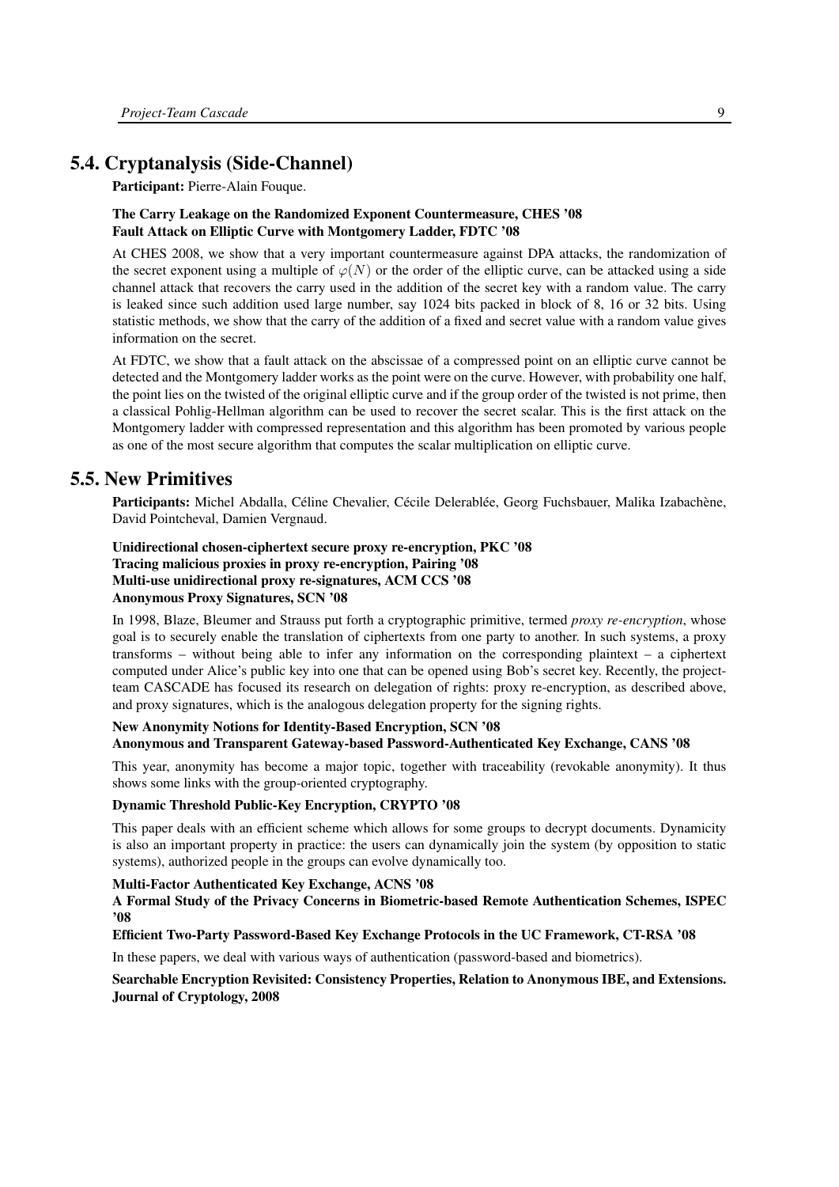## 5.4. Cryptanalysis (Side-Channel)

**Participant:** Pierre-Alain Fouque.

**The Carry Leakage on the Randomized Exponent Countermeasure, CHES '08**
**Fault Attack on Elliptic Curve with Montgomery Ladder, FDTC '08**

At CHES 2008, we show that a very important countermeasure against DPA attacks, the randomization of the secret exponent using a multiple of $\varphi(N)$ or the order of the elliptic curve, can be attacked using a side channel attack that recovers the carry used in the addition of the secret key with a random value. The carry is leaked since such addition used large number, say 1024 bits packed in block of 8, 16 or 32 bits. Using statistic methods, we show that the carry of the addition of a fixed and secret value with a random value gives information on the secret.

At FDTC, we show that a fault attack on the abscissae of a compressed point on an elliptic curve cannot be detected and the Montgomery ladder works as the point were on the curve. However, with probability one half, the point lies on the twisted of the original elliptic curve and if the group order of the twisted is not prime, then a classical Pohlig-Hellman algorithm can be used to recover the secret scalar. This is the first attack on the Montgomery ladder with compressed representation and this algorithm has been promoted by various people as one of the most secure algorithm that computes the scalar multiplication on elliptic curve.

## 5.5. New Primitives

**Participants:** Michel Abdalla, Céline Chevalier, Cécile Delerablée, Georg Fuchsbauer, Malika Izabachène, David Pointcheval, Damien Vergnaud.

**Unidirectional chosen-ciphertext secure proxy re-encryption, PKC '08**
**Tracing malicious proxies in proxy re-encryption, Pairing '08**
**Multi-use unidirectional proxy re-signatures, ACM CCS '08**
**Anonymous Proxy Signatures, SCN '08**

In 1998, Blaze, Bleumer and Strauss put forth a cryptographic primitive, termed *proxy re-encryption*, whose goal is to securely enable the translation of ciphertexts from one party to another. In such systems, a proxy transforms – without being able to infer any information on the corresponding plaintext – a ciphertext computed under Alice's public key into one that can be opened using Bob's secret key. Recently, the project-team CASCADE has focused its research on delegation of rights: proxy re-encryption, as described above, and proxy signatures, which is the analogous delegation property for the signing rights.

**New Anonymity Notions for Identity-Based Encryption, SCN '08**
**Anonymous and Transparent Gateway-based Password-Authenticated Key Exchange, CANS '08**

This year, anonymity has become a major topic, together with traceability (revokable anonymity). It thus shows some links with the group-oriented cryptography.

**Dynamic Threshold Public-Key Encryption, CRYPTO '08**

This paper deals with an efficient scheme which allows for some groups to decrypt documents. Dynamicity is also an important property in practice: the users can dynamically join the system (by opposition to static systems), authorized people in the groups can evolve dynamically too.

**Multi-Factor Authenticated Key Exchange, ACNS '08**
**A Formal Study of the Privacy Concerns in Biometric-based Remote Authentication Schemes, ISPEC '08**
**Efficient Two-Party Password-Based Key Exchange Protocols in the UC Framework, CT-RSA '08**

In these papers, we deal with various ways of authentication (password-based and biometrics).

**Searchable Encryption Revisited: Consistency Properties, Relation to Anonymous IBE, and Extensions. Journal of Cryptology, 2008**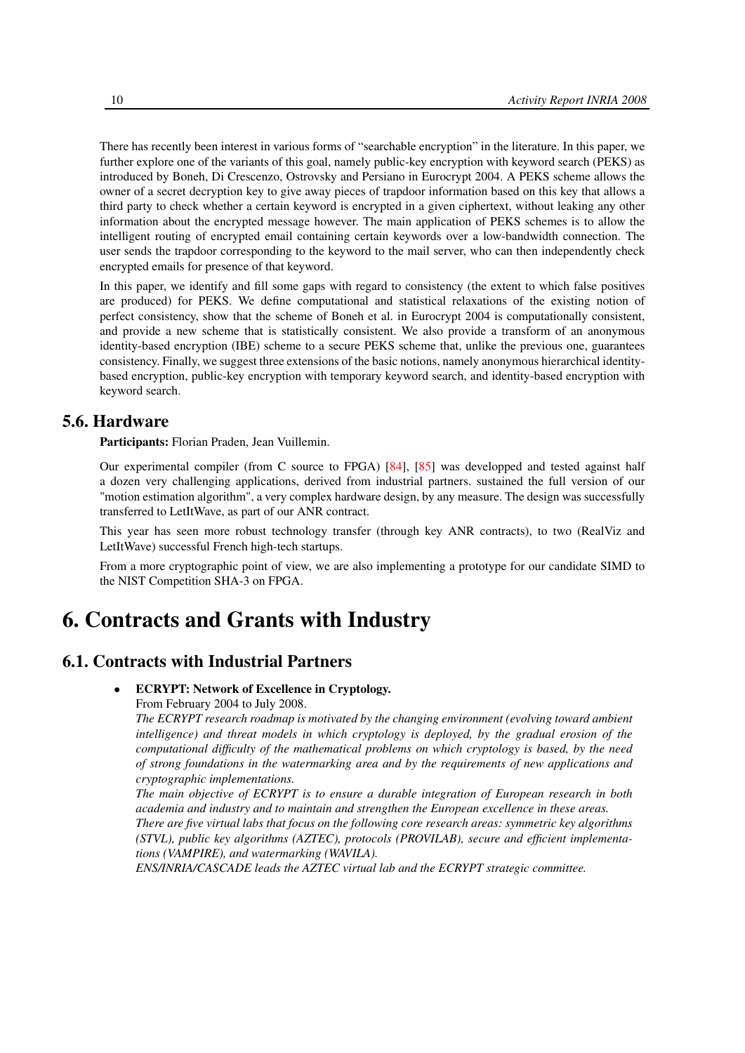There has recently been interest in various forms of "searchable encryption" in the literature. In this paper, we further explore one of the variants of this goal, namely public-key encryption with keyword search (PEKS) as introduced by Boneh, Di Crescenzo, Ostrovsky and Persiano in Eurocrypt 2004. A PEKS scheme allows the owner of a secret decryption key to give away pieces of trapdoor information based on this key that allows a third party to check whether a certain keyword is encrypted in a given ciphertext, without leaking any other information about the encrypted message however. The main application of PEKS schemes is to allow the intelligent routing of encrypted email containing certain keywords over a low-bandwidth connection. The user sends the trapdoor corresponding to the keyword to the mail server, who can then independently check encrypted emails for presence of that keyword.

In this paper, we identify and fill some gaps with regard to consistency (the extent to which false positives are produced) for PEKS. We define computational and statistical relaxations of the existing notion of perfect consistency, show that the scheme of Boneh et al. in Eurocrypt 2004 is computationally consistent, and provide a new scheme that is statistically consistent. We also provide a transform of an anonymous identity-based encryption (IBE) scheme to a secure PEKS scheme that, unlike the previous one, guarantees consistency. Finally, we suggest three extensions of the basic notions, namely anonymous hierarchical identity-based encryption, public-key encryption with temporary keyword search, and identity-based encryption with keyword search.

## 5.6. Hardware

**Participants:** Florian Praden, Jean Vuillemin.

Our experimental compiler (from C source to FPGA) [84], [85] was developped and tested against half a dozen very challenging applications, derived from industrial partners. sustained the full version of our "motion estimation algorithm", a very complex hardware design, by any measure. The design was successfully transferred to LetItWave, as part of our ANR contract.

This year has seen more robust technology transfer (through key ANR contracts), to two (RealViz and LetItWave) successful French high-tech startups.

From a more cryptographic point of view, we are also implementing a prototype for our candidate SIMD to the NIST Competition SHA-3 on FPGA.

# 6. Contracts and Grants with Industry

## 6.1. Contracts with Industrial Partners

- **ECRYPT: Network of Excellence in Cryptology.**
  From February 2004 to July 2008.
  *The ECRYPT research roadmap is motivated by the changing environment (evolving toward ambient intelligence) and threat models in which cryptology is deployed, by the gradual erosion of the computational difficulty of the mathematical problems on which cryptology is based, by the need of strong foundations in the watermarking area and by the requirements of new applications and cryptographic implementations.*
  *The main objective of ECRYPT is to ensure a durable integration of European research in both academia and industry and to maintain and strengthen the European excellence in these areas.*
  *There are five virtual labs that focus on the following core research areas: symmetric key algorithms (STVL), public key algorithms (AZTEC), protocols (PROVILAB), secure and efficient implementations (VAMPIRE), and watermarking (WAVILA).*
  *ENS/INRIA/CASCADE leads the AZTEC virtual lab and the ECRYPT strategic committee.*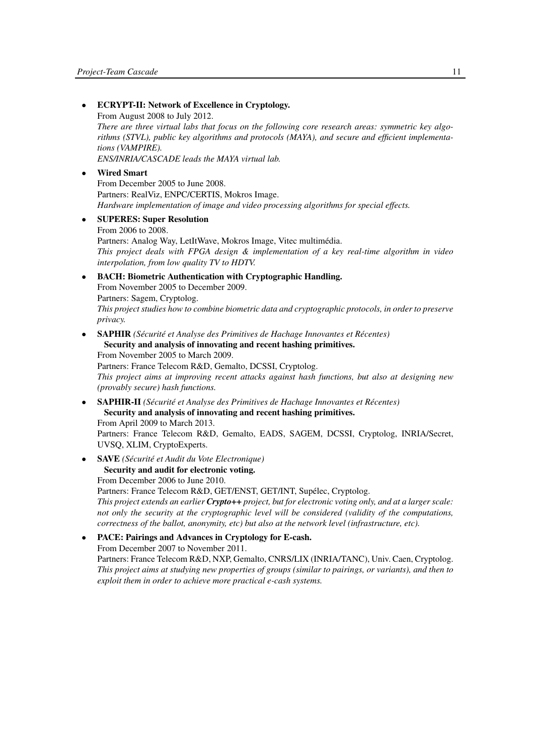- **ECRYPT-II: Network of Excellence in Cryptology.**
  From August 2008 to July 2012.
  *There are three virtual labs that focus on the following core research areas: symmetric key algorithms (STVL), public key algorithms and protocols (MAYA), and secure and efficient implementations (VAMPIRE).*
  *ENS/INRIA/CASCADE leads the MAYA virtual lab.*

- **Wired Smart**
  From December 2005 to June 2008.
  Partners: RealViz, ENPC/CERTIS, Mokros Image.
  *Hardware implementation of image and video processing algorithms for special effects.*

- **SUPERES: Super Resolution**
  From 2006 to 2008.
  Partners: Analog Way, LetItWave, Mokros Image, Vitec multimédia.
  *This project deals with FPGA design & implementation of a key real-time algorithm in video interpolation, from low quality TV to HDTV.*

- **BACH: Biometric Authentication with Cryptographic Handling.**
  From November 2005 to December 2009.
  Partners: Sagem, Cryptolog.
  *This project studies how to combine biometric data and cryptographic protocols, in order to preserve privacy.*

- **SAPHIR** *(Sécurité et Analyse des Primitives de Hachage Innovantes et Récentes)*
  **Security and analysis of innovating and recent hashing primitives.**
  From November 2005 to March 2009.
  Partners: France Telecom R&D, Gemalto, DCSSI, Cryptolog.
  *This project aims at improving recent attacks against hash functions, but also at designing new (provably secure) hash functions.*

- **SAPHIR-II** *(Sécurité et Analyse des Primitives de Hachage Innovantes et Récentes)*
  **Security and analysis of innovating and recent hashing primitives.**
  From April 2009 to March 2013.
  Partners: France Telecom R&D, Gemalto, EADS, SAGEM, DCSSI, Cryptolog, INRIA/Secret, UVSQ, XLIM, CryptoExperts.

- **SAVE** *(Sécurité et Audit du Vote Electronique)*
  **Security and audit for electronic voting.**
  From December 2006 to June 2010.
  Partners: France Telecom R&D, GET/ENST, GET/INT, Supélec, Cryptolog.
  *This project extends an earlier **Crypto++** project, but for electronic voting only, and at a larger scale: not only the security at the cryptographic level will be considered (validity of the computations, correctness of the ballot, anonymity, etc) but also at the network level (infrastructure, etc).*

- **PACE: Pairings and Advances in Cryptology for E-cash.**
  From December 2007 to November 2011.
  Partners: France Telecom R&D, NXP, Gemalto, CNRS/LIX (INRIA/TANC), Univ. Caen, Cryptolog.
  *This project aims at studying new properties of groups (similar to pairings, or variants), and then to exploit them in order to achieve more practical e-cash systems.*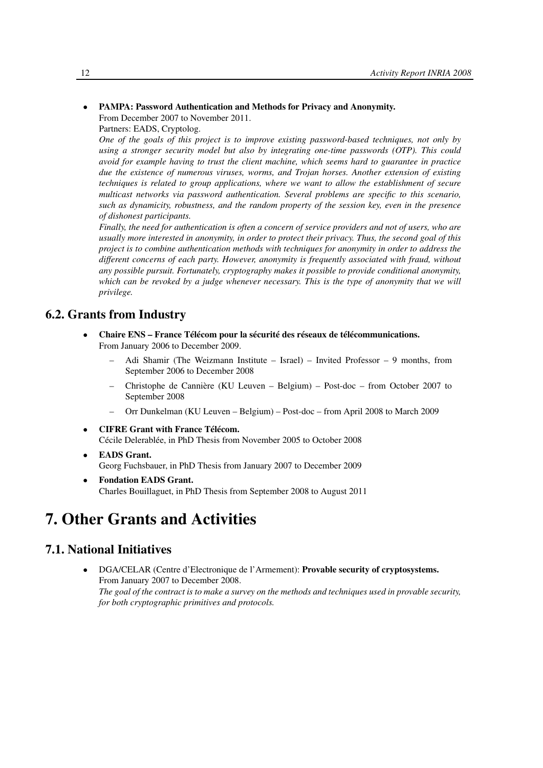- **PAMPA: Password Authentication and Methods for Privacy and Anonymity.**
  From December 2007 to November 2011.
  Partners: EADS, Cryptolog.
  *One of the goals of this project is to improve existing password-based techniques, not only by using a stronger security model but also by integrating one-time passwords (OTP). This could avoid for example having to trust the client machine, which seems hard to guarantee in practice due the existence of numerous viruses, worms, and Trojan horses. Another extension of existing techniques is related to group applications, where we want to allow the establishment of secure multicast networks via password authentication. Several problems are specific to this scenario, such as dynamicity, robustness, and the random property of the session key, even in the presence of dishonest participants.*
  *Finally, the need for authentication is often a concern of service providers and not of users, who are usually more interested in anonymity, in order to protect their privacy. Thus, the second goal of this project is to combine authentication methods with techniques for anonymity in order to address the different concerns of each party. However, anonymity is frequently associated with fraud, without any possible pursuit. Fortunately, cryptography makes it possible to provide conditional anonymity, which can be revoked by a judge whenever necessary. This is the type of anonymity that we will privilege.*

## 6.2. Grants from Industry

- **Chaire ENS – France Télécom pour la sécurité des réseaux de télécommunications.**
  From January 2006 to December 2009.
  - Adi Shamir (The Weizmann Institute – Israel) – Invited Professor – 9 months, from September 2006 to December 2008
  - Christophe de Cannière (KU Leuven – Belgium) – Post-doc – from October 2007 to September 2008
  - Orr Dunkelman (KU Leuven – Belgium) – Post-doc – from April 2008 to March 2009
- **CIFRE Grant with France Télécom.**
  Cécile Delerablée, in PhD Thesis from November 2005 to October 2008
- **EADS Grant.**
  Georg Fuchsbauer, in PhD Thesis from January 2007 to December 2009
- **Fondation EADS Grant.**
  Charles Bouillaguet, in PhD Thesis from September 2008 to August 2011

# 7. Other Grants and Activities

## 7.1. National Initiatives

- DGA/CELAR (Centre d'Electronique de l'Armement): **Provable security of cryptosystems.**
  From January 2007 to December 2008.
  *The goal of the contract is to make a survey on the methods and techniques used in provable security, for both cryptographic primitives and protocols.*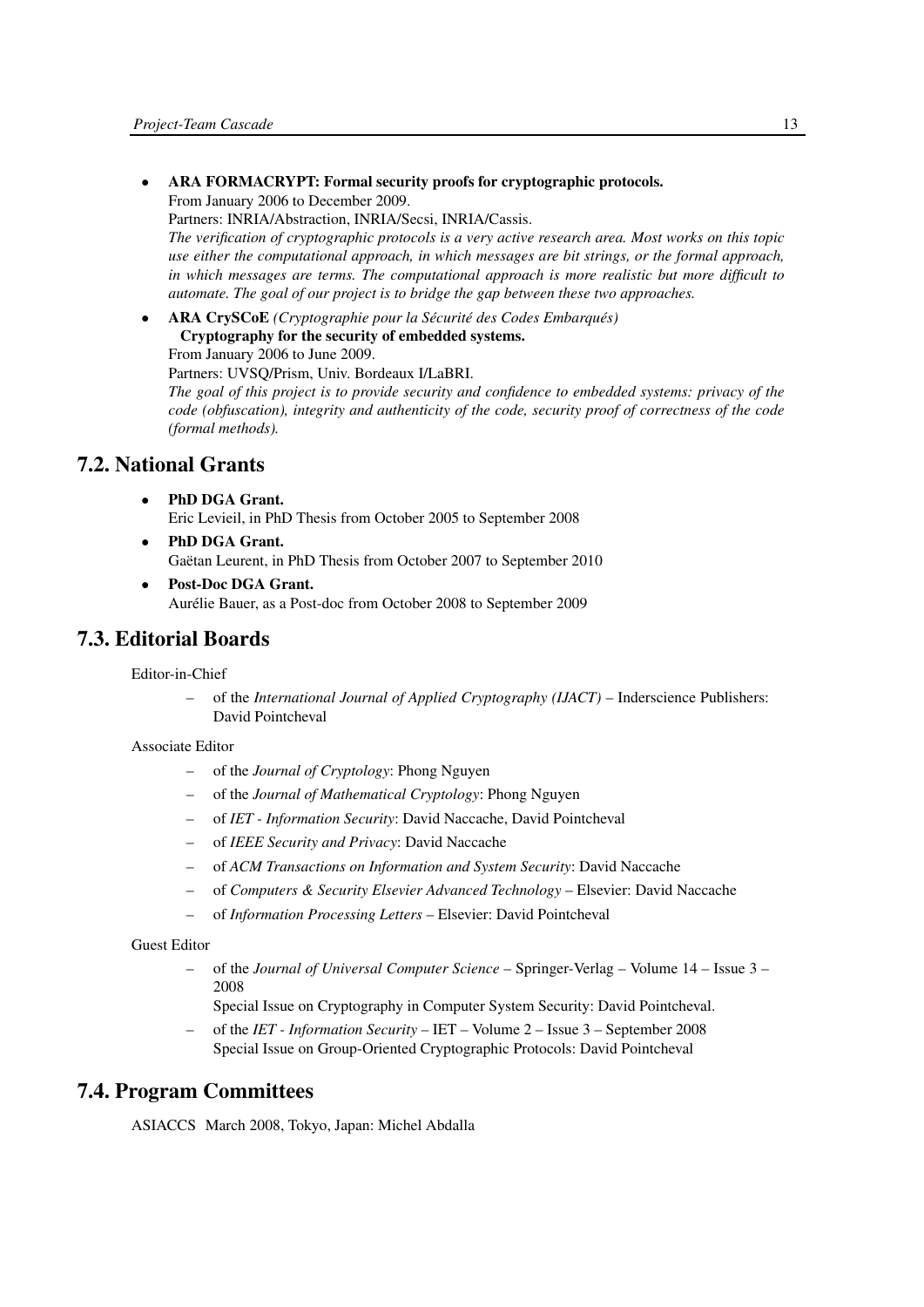- **ARA FORMACRYPT: Formal security proofs for cryptographic protocols.**
  From January 2006 to December 2009.
  Partners: INRIA/Abstraction, INRIA/Secsi, INRIA/Cassis.
  *The verification of cryptographic protocols is a very active research area. Most works on this topic use either the computational approach, in which messages are bit strings, or the formal approach, in which messages are terms. The computational approach is more realistic but more difficult to automate. The goal of our project is to bridge the gap between these two approaches.*
- **ARA CrySCoE** *(Cryptographie pour la Sécurité des Codes Embarqués)*
  **Cryptography for the security of embedded systems.**
  From January 2006 to June 2009.
  Partners: UVSQ/Prism, Univ. Bordeaux I/LaBRI.
  *The goal of this project is to provide security and confidence to embedded systems: privacy of the code (obfuscation), integrity and authenticity of the code, security proof of correctness of the code (formal methods).*

## 7.2. National Grants

- **PhD DGA Grant.**
  Eric Levieil, in PhD Thesis from October 2005 to September 2008
- **PhD DGA Grant.**
  Gaëtan Leurent, in PhD Thesis from October 2007 to September 2010
- **Post-Doc DGA Grant.**
  Aurélie Bauer, as a Post-doc from October 2008 to September 2009

## 7.3. Editorial Boards

Editor-in-Chief

- of the *International Journal of Applied Cryptography (IJACT)* – Inderscience Publishers: David Pointcheval

Associate Editor

- of the *Journal of Cryptology*: Phong Nguyen
- of the *Journal of Mathematical Cryptology*: Phong Nguyen
- of *IET - Information Security*: David Naccache, David Pointcheval
- of *IEEE Security and Privacy*: David Naccache
- of *ACM Transactions on Information and System Security*: David Naccache
- of *Computers & Security Elsevier Advanced Technology* – Elsevier: David Naccache
- of *Information Processing Letters* – Elsevier: David Pointcheval

Guest Editor

- of the *Journal of Universal Computer Science* – Springer-Verlag – Volume 14 – Issue 3 – 2008
  Special Issue on Cryptography in Computer System Security: David Pointcheval.
- of the *IET - Information Security* – IET – Volume 2 – Issue 3 – September 2008
  Special Issue on Group-Oriented Cryptographic Protocols: David Pointcheval

## 7.4. Program Committees

ASIACCS March 2008, Tokyo, Japan: Michel Abdalla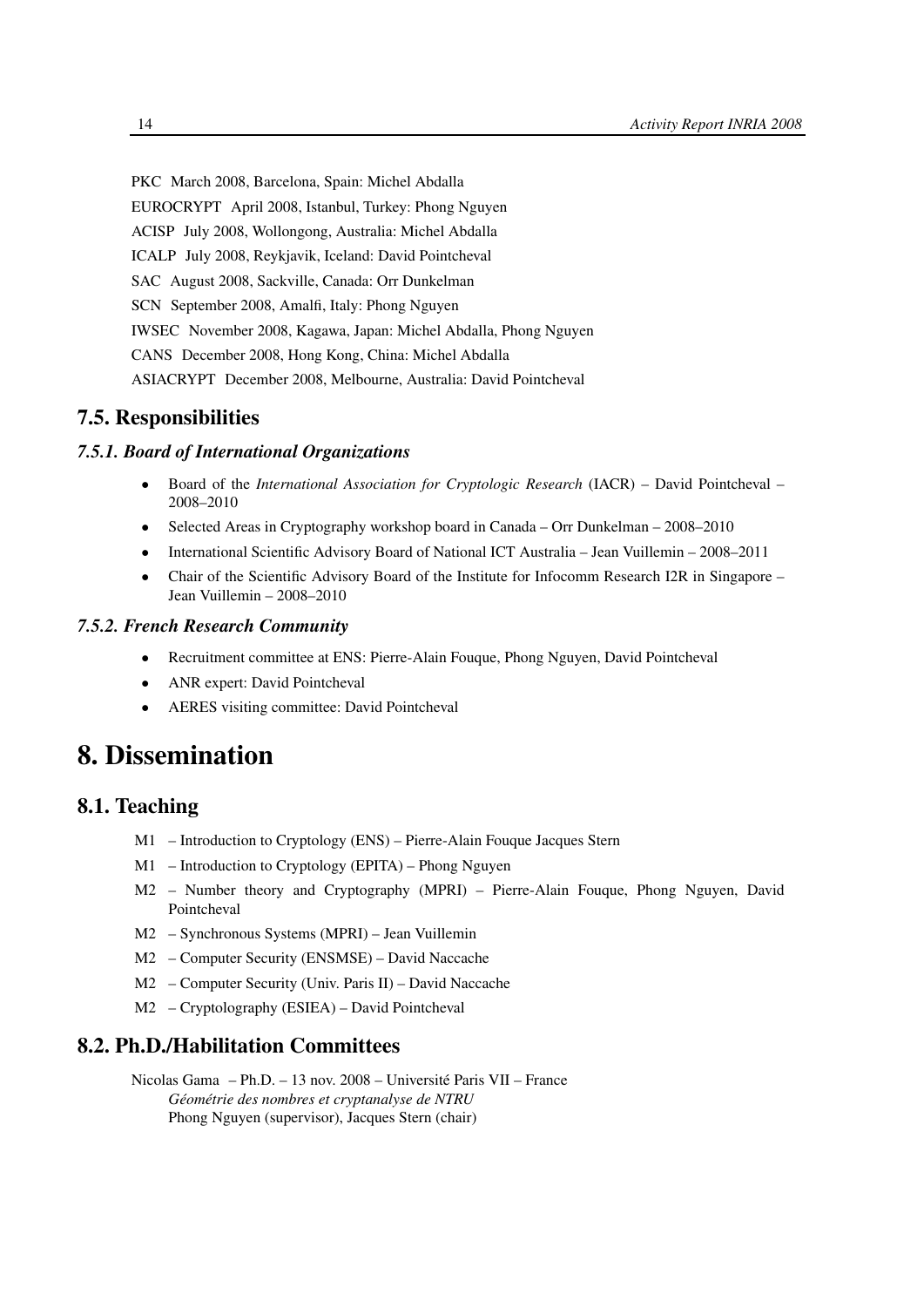PKC March 2008, Barcelona, Spain: Michel Abdalla

EUROCRYPT April 2008, Istanbul, Turkey: Phong Nguyen

ACISP July 2008, Wollongong, Australia: Michel Abdalla

ICALP July 2008, Reykjavik, Iceland: David Pointcheval

SAC August 2008, Sackville, Canada: Orr Dunkelman

SCN September 2008, Amalfi, Italy: Phong Nguyen

IWSEC November 2008, Kagawa, Japan: Michel Abdalla, Phong Nguyen

CANS December 2008, Hong Kong, China: Michel Abdalla

ASIACRYPT December 2008, Melbourne, Australia: David Pointcheval

## 7.5. Responsibilities

### *7.5.1. Board of International Organizations*

- Board of the *International Association for Cryptologic Research* (IACR) – David Pointcheval – 2008–2010
- Selected Areas in Cryptography workshop board in Canada – Orr Dunkelman – 2008–2010
- International Scientific Advisory Board of National ICT Australia – Jean Vuillemin – 2008–2011
- Chair of the Scientific Advisory Board of the Institute for Infocomm Research I2R in Singapore – Jean Vuillemin – 2008–2010

### *7.5.2. French Research Community*

- Recruitment committee at ENS: Pierre-Alain Fouque, Phong Nguyen, David Pointcheval
- ANR expert: David Pointcheval
- AERES visiting committee: David Pointcheval

# 8. Dissemination

## 8.1. Teaching

M1 – Introduction to Cryptology (ENS) – Pierre-Alain Fouque Jacques Stern

M1 – Introduction to Cryptology (EPITA) – Phong Nguyen

M2 – Number theory and Cryptography (MPRI) – Pierre-Alain Fouque, Phong Nguyen, David Pointcheval

M2 – Synchronous Systems (MPRI) – Jean Vuillemin

M2 – Computer Security (ENSMSE) – David Naccache

M2 – Computer Security (Univ. Paris II) – David Naccache

M2 – Cryptolography (ESIEA) – David Pointcheval

## 8.2. Ph.D./Habilitation Committees

Nicolas Gama – Ph.D. – 13 nov. 2008 – Université Paris VII – France
*Géométrie des nombres et cryptanalyse de NTRU*
Phong Nguyen (supervisor), Jacques Stern (chair)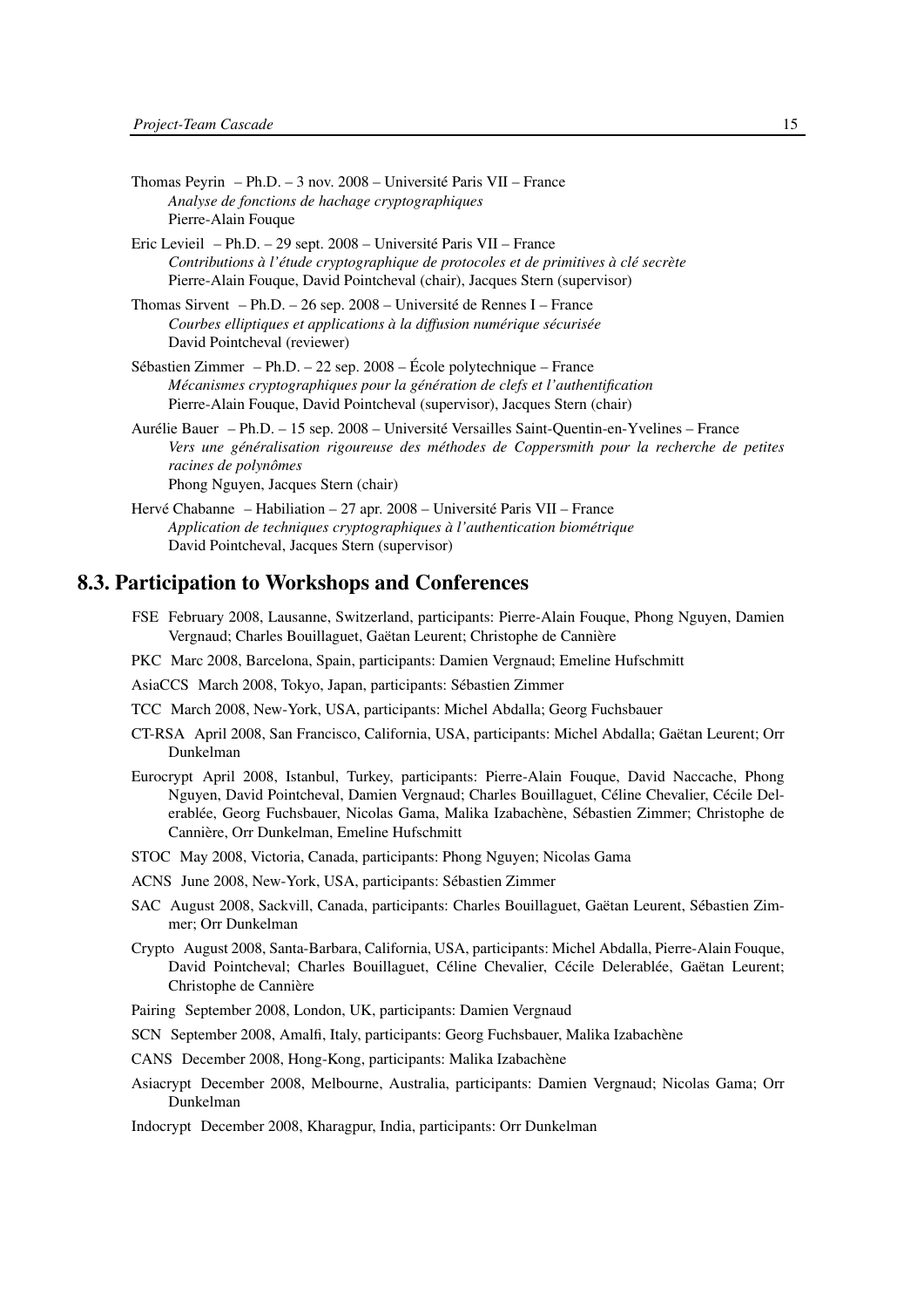Thomas Peyrin – Ph.D. – 3 nov. 2008 – Université Paris VII – France
*Analyse de fonctions de hachage cryptographiques*
Pierre-Alain Fouque

Eric Levieil – Ph.D. – 29 sept. 2008 – Université Paris VII – France
*Contributions à l'étude cryptographique de protocoles et de primitives à clé secrète*
Pierre-Alain Fouque, David Pointcheval (chair), Jacques Stern (supervisor)

Thomas Sirvent – Ph.D. – 26 sep. 2008 – Université de Rennes I – France
*Courbes elliptiques et applications à la diffusion numérique sécurisée*
David Pointcheval (reviewer)

Sébastien Zimmer – Ph.D. – 22 sep. 2008 – École polytechnique – France
*Mécanismes cryptographiques pour la génération de clefs et l'authentification*
Pierre-Alain Fouque, David Pointcheval (supervisor), Jacques Stern (chair)

Aurélie Bauer – Ph.D. – 15 sep. 2008 – Université Versailles Saint-Quentin-en-Yvelines – France
*Vers une généralisation rigoureuse des méthodes de Coppersmith pour la recherche de petites racines de polynômes*
Phong Nguyen, Jacques Stern (chair)

Hervé Chabanne – Habiliation – 27 apr. 2008 – Université Paris VII – France
*Application de techniques cryptographiques à l'authentication biométrique*
David Pointcheval, Jacques Stern (supervisor)

## 8.3. Participation to Workshops and Conferences

FSE February 2008, Lausanne, Switzerland, participants: Pierre-Alain Fouque, Phong Nguyen, Damien Vergnaud; Charles Bouillaguet, Gaëtan Leurent; Christophe de Cannière

PKC Marc 2008, Barcelona, Spain, participants: Damien Vergnaud; Emeline Hufschmitt

AsiaCCS March 2008, Tokyo, Japan, participants: Sébastien Zimmer

TCC March 2008, New-York, USA, participants: Michel Abdalla; Georg Fuchsbauer

CT-RSA April 2008, San Francisco, California, USA, participants: Michel Abdalla; Gaëtan Leurent; Orr Dunkelman

Eurocrypt April 2008, Istanbul, Turkey, participants: Pierre-Alain Fouque, David Naccache, Phong Nguyen, David Pointcheval, Damien Vergnaud; Charles Bouillaguet, Céline Chevalier, Cécile Delerablée, Georg Fuchsbauer, Nicolas Gama, Malika Izabachène, Sébastien Zimmer; Christophe de Cannière, Orr Dunkelman, Emeline Hufschmitt

STOC May 2008, Victoria, Canada, participants: Phong Nguyen; Nicolas Gama

ACNS June 2008, New-York, USA, participants: Sébastien Zimmer

SAC August 2008, Sackvill, Canada, participants: Charles Bouillaguet, Gaëtan Leurent, Sébastien Zimmer; Orr Dunkelman

Crypto August 2008, Santa-Barbara, California, USA, participants: Michel Abdalla, Pierre-Alain Fouque, David Pointcheval; Charles Bouillaguet, Céline Chevalier, Cécile Delerablée, Gaëtan Leurent; Christophe de Cannière

Pairing September 2008, London, UK, participants: Damien Vergnaud

SCN September 2008, Amalfi, Italy, participants: Georg Fuchsbauer, Malika Izabachène

CANS December 2008, Hong-Kong, participants: Malika Izabachène

Asiacrypt December 2008, Melbourne, Australia, participants: Damien Vergnaud; Nicolas Gama; Orr Dunkelman

Indocrypt December 2008, Kharagpur, India, participants: Orr Dunkelman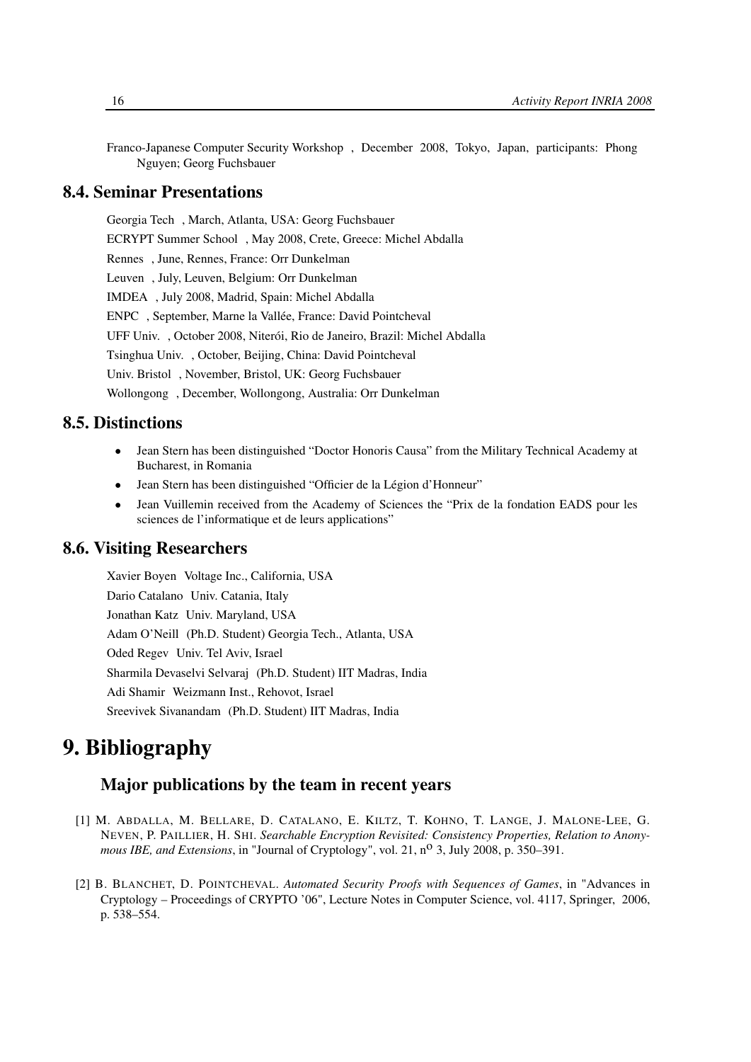Franco-Japanese Computer Security Workshop , December 2008, Tokyo, Japan, participants: Phong Nguyen; Georg Fuchsbauer

## 8.4. Seminar Presentations

Georgia Tech , March, Atlanta, USA: Georg Fuchsbauer

ECRYPT Summer School , May 2008, Crete, Greece: Michel Abdalla

Rennes , June, Rennes, France: Orr Dunkelman

Leuven , July, Leuven, Belgium: Orr Dunkelman

IMDEA , July 2008, Madrid, Spain: Michel Abdalla

ENPC , September, Marne la Vallée, France: David Pointcheval

UFF Univ. , October 2008, Niterói, Rio de Janeiro, Brazil: Michel Abdalla

Tsinghua Univ. , October, Beijing, China: David Pointcheval

Univ. Bristol , November, Bristol, UK: Georg Fuchsbauer

Wollongong , December, Wollongong, Australia: Orr Dunkelman

## 8.5. Distinctions

- Jean Stern has been distinguished "Doctor Honoris Causa" from the Military Technical Academy at Bucharest, in Romania
- Jean Stern has been distinguished "Officier de la Légion d'Honneur"
- Jean Vuillemin received from the Academy of Sciences the "Prix de la fondation EADS pour les sciences de l'informatique et de leurs applications"

## 8.6. Visiting Researchers

Xavier Boyen Voltage Inc., California, USA

Dario Catalano Univ. Catania, Italy

Jonathan Katz Univ. Maryland, USA

Adam O'Neill (Ph.D. Student) Georgia Tech., Atlanta, USA

Oded Regev Univ. Tel Aviv, Israel

Sharmila Devaselvi Selvaraj (Ph.D. Student) IIT Madras, India

Adi Shamir Weizmann Inst., Rehovot, Israel

Sreevivek Sivanandam (Ph.D. Student) IIT Madras, India

# 9. Bibliography

### Major publications by the team in recent years

[1] M. Abdalla, M. Bellare, D. Catalano, E. Kiltz, T. Kohno, T. Lange, J. Malone-Lee, G. Neven, P. Paillier, H. Shi. *Searchable Encryption Revisited: Consistency Properties, Relation to Anonymous IBE, and Extensions*, in "Journal of Cryptology", vol. 21, n$^{o}$ 3, July 2008, p. 350–391.

[2] B. Blanchet, D. Pointcheval. *Automated Security Proofs with Sequences of Games*, in "Advances in Cryptology – Proceedings of CRYPTO '06", Lecture Notes in Computer Science, vol. 4117, Springer, 2006, p. 538–554.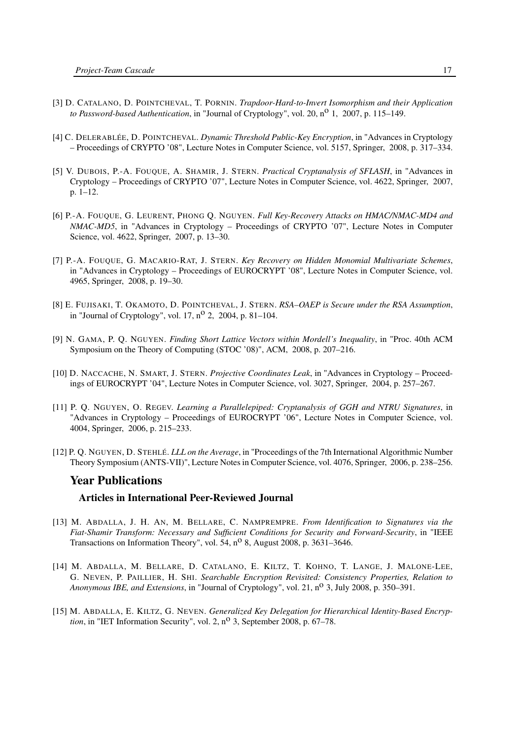[3] D. CATALANO, D. POINTCHEVAL, T. PORNIN. *Trapdoor-Hard-to-Invert Isomorphism and their Application to Password-based Authentication*, in "Journal of Cryptology", vol. 20, n$^o$ 1, 2007, p. 115–149.

[4] C. DELERABLÉE, D. POINTCHEVAL. *Dynamic Threshold Public-Key Encryption*, in "Advances in Cryptology – Proceedings of CRYPTO '08", Lecture Notes in Computer Science, vol. 5157, Springer, 2008, p. 317–334.

[5] V. DUBOIS, P.-A. FOUQUE, A. SHAMIR, J. STERN. *Practical Cryptanalysis of SFLASH*, in "Advances in Cryptology – Proceedings of CRYPTO '07", Lecture Notes in Computer Science, vol. 4622, Springer, 2007, p. 1–12.

[6] P.-A. FOUQUE, G. LEURENT, PHONG Q. NGUYEN. *Full Key-Recovery Attacks on HMAC/NMAC-MD4 and NMAC-MD5*, in "Advances in Cryptology – Proceedings of CRYPTO '07", Lecture Notes in Computer Science, vol. 4622, Springer, 2007, p. 13–30.

[7] P.-A. FOUQUE, G. MACARIO-RAT, J. STERN. *Key Recovery on Hidden Monomial Multivariate Schemes*, in "Advances in Cryptology – Proceedings of EUROCRYPT '08", Lecture Notes in Computer Science, vol. 4965, Springer, 2008, p. 19–30.

[8] E. FUJISAKI, T. OKAMOTO, D. POINTCHEVAL, J. STERN. *RSA–OAEP is Secure under the RSA Assumption*, in "Journal of Cryptology", vol. 17, n$^o$ 2, 2004, p. 81–104.

[9] N. GAMA, P. Q. NGUYEN. *Finding Short Lattice Vectors within Mordell's Inequality*, in "Proc. 40th ACM Symposium on the Theory of Computing (STOC '08)", ACM, 2008, p. 207–216.

[10] D. NACCACHE, N. SMART, J. STERN. *Projective Coordinates Leak*, in "Advances in Cryptology – Proceedings of EUROCRYPT '04", Lecture Notes in Computer Science, vol. 3027, Springer, 2004, p. 257–267.

[11] P. Q. NGUYEN, O. REGEV. *Learning a Parallelepiped: Cryptanalysis of GGH and NTRU Signatures*, in "Advances in Cryptology – Proceedings of EUROCRYPT '06", Lecture Notes in Computer Science, vol. 4004, Springer, 2006, p. 215–233.

[12] P. Q. NGUYEN, D. STEHLÉ. *LLL on the Average*, in "Proceedings of the 7th International Algorithmic Number Theory Symposium (ANTS-VII)", Lecture Notes in Computer Science, vol. 4076, Springer, 2006, p. 238–256.

## Year Publications

### Articles in International Peer-Reviewed Journal

[13] M. ABDALLA, J. H. AN, M. BELLARE, C. NAMPREMPRE. *From Identification to Signatures via the Fiat-Shamir Transform: Necessary and Sufficient Conditions for Security and Forward-Security*, in "IEEE Transactions on Information Theory", vol. 54, n$^o$ 8, August 2008, p. 3631–3646.

[14] M. ABDALLA, M. BELLARE, D. CATALANO, E. KILTZ, T. KOHNO, T. LANGE, J. MALONE-LEE, G. NEVEN, P. PAILLIER, H. SHI. *Searchable Encryption Revisited: Consistency Properties, Relation to Anonymous IBE, and Extensions*, in "Journal of Cryptology", vol. 21, n$^o$ 3, July 2008, p. 350–391.

[15] M. ABDALLA, E. KILTZ, G. NEVEN. *Generalized Key Delegation for Hierarchical Identity-Based Encryption*, in "IET Information Security", vol. 2, n$^o$ 3, September 2008, p. 67–78.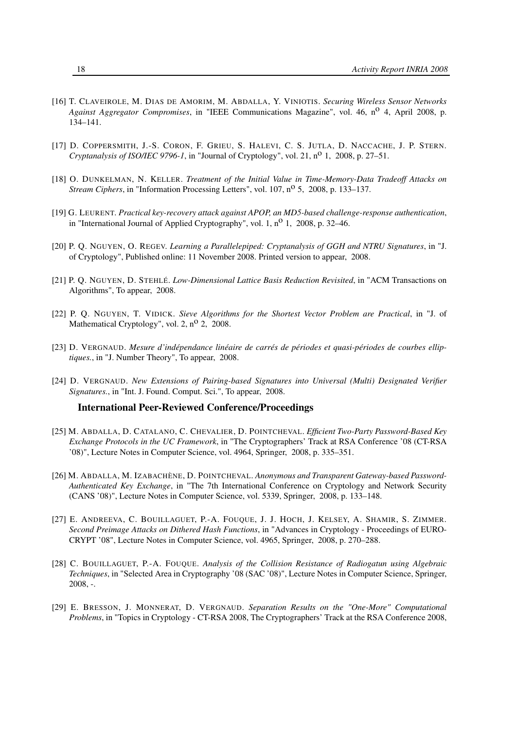[16] T. CLAVEIROLE, M. DIAS DE AMORIM, M. ABDALLA, Y. VINIOTIS. *Securing Wireless Sensor Networks Against Aggregator Compromises*, in "IEEE Communications Magazine", vol. 46, n$^{o}$ 4, April 2008, p. 134–141.

[17] D. COPPERSMITH, J.-S. CORON, F. GRIEU, S. HALEVI, C. S. JUTLA, D. NACCACHE, J. P. STERN. *Cryptanalysis of ISO/IEC 9796-1*, in "Journal of Cryptology", vol. 21, n$^{o}$ 1, 2008, p. 27–51.

[18] O. DUNKELMAN, N. KELLER. *Treatment of the Initial Value in Time-Memory-Data Tradeoff Attacks on Stream Ciphers*, in "Information Processing Letters", vol. 107, n$^{o}$ 5, 2008, p. 133–137.

[19] G. LEURENT. *Practical key-recovery attack against APOP, an MD5-based challenge-response authentication*, in "International Journal of Applied Cryptography", vol. 1, n$^{o}$ 1, 2008, p. 32–46.

[20] P. Q. NGUYEN, O. REGEV. *Learning a Parallelepiped: Cryptanalysis of GGH and NTRU Signatures*, in "J. of Cryptology", Published online: 11 November 2008. Printed version to appear, 2008.

[21] P. Q. NGUYEN, D. STEHLÉ. *Low-Dimensional Lattice Basis Reduction Revisited*, in "ACM Transactions on Algorithms", To appear, 2008.

[22] P. Q. NGUYEN, T. VIDICK. *Sieve Algorithms for the Shortest Vector Problem are Practical*, in "J. of Mathematical Cryptology", vol. 2, n$^{o}$ 2, 2008.

[23] D. VERGNAUD. *Mesure d'indépendance linéaire de carrés de périodes et quasi-périodes de courbes elliptiques.*, in "J. Number Theory", To appear, 2008.

[24] D. VERGNAUD. *New Extensions of Pairing-based Signatures into Universal (Multi) Designated Verifier Signatures.*, in "Int. J. Found. Comput. Sci.", To appear, 2008.

### International Peer-Reviewed Conference/Proceedings

[25] M. ABDALLA, D. CATALANO, C. CHEVALIER, D. POINTCHEVAL. *Efficient Two-Party Password-Based Key Exchange Protocols in the UC Framework*, in "The Cryptographers' Track at RSA Conference '08 (CT-RSA '08)", Lecture Notes in Computer Science, vol. 4964, Springer, 2008, p. 335–351.

[26] M. ABDALLA, M. IZABACHÈNE, D. POINTCHEVAL. *Anonymous and Transparent Gateway-based Password-Authenticated Key Exchange*, in "The 7th International Conference on Cryptology and Network Security (CANS '08)", Lecture Notes in Computer Science, vol. 5339, Springer, 2008, p. 133–148.

[27] E. ANDREEVA, C. BOUILLAGUET, P.-A. FOUQUE, J. J. HOCH, J. KELSEY, A. SHAMIR, S. ZIMMER. *Second Preimage Attacks on Dithered Hash Functions*, in "Advances in Cryptology - Proceedings of EUROCRYPT '08", Lecture Notes in Computer Science, vol. 4965, Springer, 2008, p. 270–288.

[28] C. BOUILLAGUET, P.-A. FOUQUE. *Analysis of the Collision Resistance of Radiogatun using Algebraic Techniques*, in "Selected Area in Cryptography '08 (SAC '08)", Lecture Notes in Computer Science, Springer, 2008, -.

[29] E. BRESSON, J. MONNERAT, D. VERGNAUD. *Separation Results on the "One-More" Computational Problems*, in "Topics in Cryptology - CT-RSA 2008, The Cryptographers' Track at the RSA Conference 2008,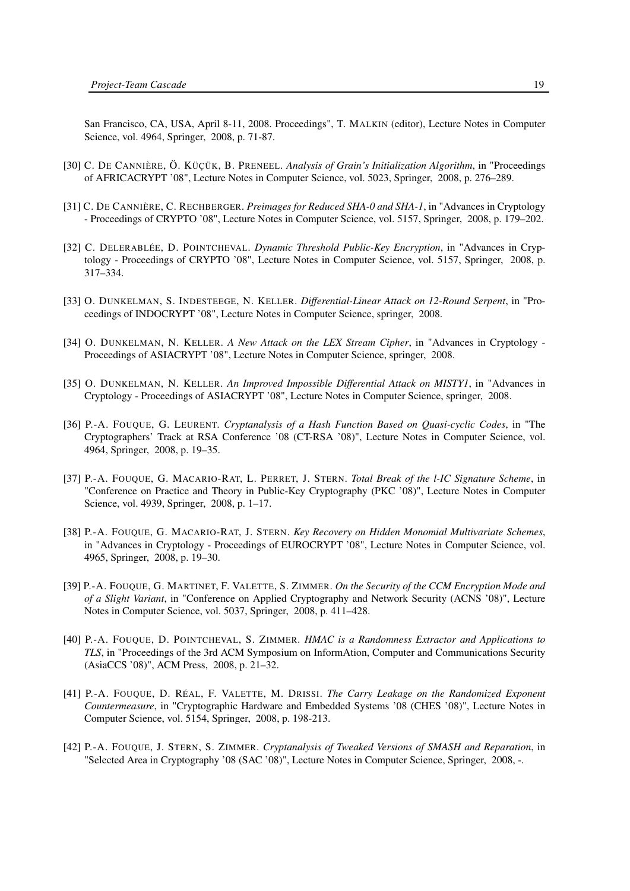San Francisco, CA, USA, April 8-11, 2008. Proceedings", T. MALKIN (editor), Lecture Notes in Computer Science, vol. 4964, Springer, 2008, p. 71-87.

[30] C. DE CANNIÈRE, Ö. KÜÇÜK, B. PRENEEL. *Analysis of Grain's Initialization Algorithm*, in "Proceedings of AFRICACRYPT '08", Lecture Notes in Computer Science, vol. 5023, Springer, 2008, p. 276–289.

[31] C. DE CANNIÈRE, C. RECHBERGER. *Preimages for Reduced SHA-0 and SHA-1*, in "Advances in Cryptology - Proceedings of CRYPTO '08", Lecture Notes in Computer Science, vol. 5157, Springer, 2008, p. 179–202.

[32] C. DELERABLÉE, D. POINTCHEVAL. *Dynamic Threshold Public-Key Encryption*, in "Advances in Cryptology - Proceedings of CRYPTO '08", Lecture Notes in Computer Science, vol. 5157, Springer, 2008, p. 317–334.

[33] O. DUNKELMAN, S. INDESTEEGE, N. KELLER. *Differential-Linear Attack on 12-Round Serpent*, in "Proceedings of INDOCRYPT '08", Lecture Notes in Computer Science, springer, 2008.

[34] O. DUNKELMAN, N. KELLER. *A New Attack on the LEX Stream Cipher*, in "Advances in Cryptology - Proceedings of ASIACRYPT '08", Lecture Notes in Computer Science, springer, 2008.

[35] O. DUNKELMAN, N. KELLER. *An Improved Impossible Differential Attack on MISTY1*, in "Advances in Cryptology - Proceedings of ASIACRYPT '08", Lecture Notes in Computer Science, springer, 2008.

[36] P.-A. FOUQUE, G. LEURENT. *Cryptanalysis of a Hash Function Based on Quasi-cyclic Codes*, in "The Cryptographers' Track at RSA Conference '08 (CT-RSA '08)", Lecture Notes in Computer Science, vol. 4964, Springer, 2008, p. 19–35.

[37] P.-A. FOUQUE, G. MACARIO-RAT, L. PERRET, J. STERN. *Total Break of the l-IC Signature Scheme*, in "Conference on Practice and Theory in Public-Key Cryptography (PKC '08)", Lecture Notes in Computer Science, vol. 4939, Springer, 2008, p. 1–17.

[38] P.-A. FOUQUE, G. MACARIO-RAT, J. STERN. *Key Recovery on Hidden Monomial Multivariate Schemes*, in "Advances in Cryptology - Proceedings of EUROCRYPT '08", Lecture Notes in Computer Science, vol. 4965, Springer, 2008, p. 19–30.

[39] P.-A. FOUQUE, G. MARTINET, F. VALETTE, S. ZIMMER. *On the Security of the CCM Encryption Mode and of a Slight Variant*, in "Conference on Applied Cryptography and Network Security (ACNS '08)", Lecture Notes in Computer Science, vol. 5037, Springer, 2008, p. 411–428.

[40] P.-A. FOUQUE, D. POINTCHEVAL, S. ZIMMER. *HMAC is a Randomness Extractor and Applications to TLS*, in "Proceedings of the 3rd ACM Symposium on InformAtion, Computer and Communications Security (AsiaCCS '08)", ACM Press, 2008, p. 21–32.

[41] P.-A. FOUQUE, D. RÉAL, F. VALETTE, M. DRISSI. *The Carry Leakage on the Randomized Exponent Countermeasure*, in "Cryptographic Hardware and Embedded Systems '08 (CHES '08)", Lecture Notes in Computer Science, vol. 5154, Springer, 2008, p. 198-213.

[42] P.-A. FOUQUE, J. STERN, S. ZIMMER. *Cryptanalysis of Tweaked Versions of SMASH and Reparation*, in "Selected Area in Cryptography '08 (SAC '08)", Lecture Notes in Computer Science, Springer, 2008, -.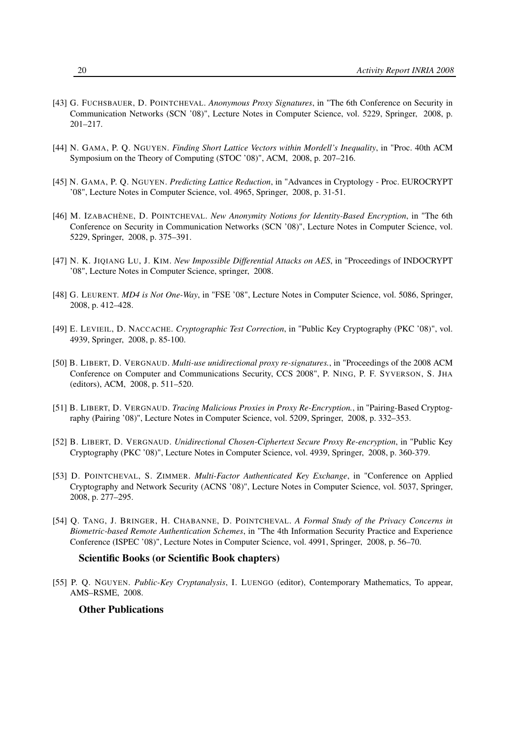[43] G. FUCHSBAUER, D. POINTCHEVAL. *Anonymous Proxy Signatures*, in "The 6th Conference on Security in Communication Networks (SCN '08)", Lecture Notes in Computer Science, vol. 5229, Springer, 2008, p. 201–217.

[44] N. GAMA, P. Q. NGUYEN. *Finding Short Lattice Vectors within Mordell's Inequality*, in "Proc. 40th ACM Symposium on the Theory of Computing (STOC '08)", ACM, 2008, p. 207–216.

[45] N. GAMA, P. Q. NGUYEN. *Predicting Lattice Reduction*, in "Advances in Cryptology - Proc. EUROCRYPT '08", Lecture Notes in Computer Science, vol. 4965, Springer, 2008, p. 31-51.

[46] M. IZABACHÈNE, D. POINTCHEVAL. *New Anonymity Notions for Identity-Based Encryption*, in "The 6th Conference on Security in Communication Networks (SCN '08)", Lecture Notes in Computer Science, vol. 5229, Springer, 2008, p. 375–391.

[47] N. K. JIQIANG LU, J. KIM. *New Impossible Differential Attacks on AES*, in "Proceedings of INDOCRYPT '08", Lecture Notes in Computer Science, springer, 2008.

[48] G. LEURENT. *MD4 is Not One-Way*, in "FSE '08", Lecture Notes in Computer Science, vol. 5086, Springer, 2008, p. 412–428.

[49] E. LEVIEIL, D. NACCACHE. *Cryptographic Test Correction*, in "Public Key Cryptography (PKC '08)", vol. 4939, Springer, 2008, p. 85-100.

[50] B. LIBERT, D. VERGNAUD. *Multi-use unidirectional proxy re-signatures.*, in "Proceedings of the 2008 ACM Conference on Computer and Communications Security, CCS 2008", P. NING, P. F. SYVERSON, S. JHA (editors), ACM, 2008, p. 511–520.

[51] B. LIBERT, D. VERGNAUD. *Tracing Malicious Proxies in Proxy Re-Encryption.*, in "Pairing-Based Cryptography (Pairing '08)", Lecture Notes in Computer Science, vol. 5209, Springer, 2008, p. 332–353.

[52] B. LIBERT, D. VERGNAUD. *Unidirectional Chosen-Ciphertext Secure Proxy Re-encryption*, in "Public Key Cryptography (PKC '08)", Lecture Notes in Computer Science, vol. 4939, Springer, 2008, p. 360-379.

[53] D. POINTCHEVAL, S. ZIMMER. *Multi-Factor Authenticated Key Exchange*, in "Conference on Applied Cryptography and Network Security (ACNS '08)", Lecture Notes in Computer Science, vol. 5037, Springer, 2008, p. 277–295.

[54] Q. TANG, J. BRINGER, H. CHABANNE, D. POINTCHEVAL. *A Formal Study of the Privacy Concerns in Biometric-based Remote Authentication Schemes*, in "The 4th Information Security Practice and Experience Conference (ISPEC '08)", Lecture Notes in Computer Science, vol. 4991, Springer, 2008, p. 56–70.

### Scientific Books (or Scientific Book chapters)

[55] P. Q. NGUYEN. *Public-Key Cryptanalysis*, I. LUENGO (editor), Contemporary Mathematics, To appear, AMS–RSME, 2008.

### Other Publications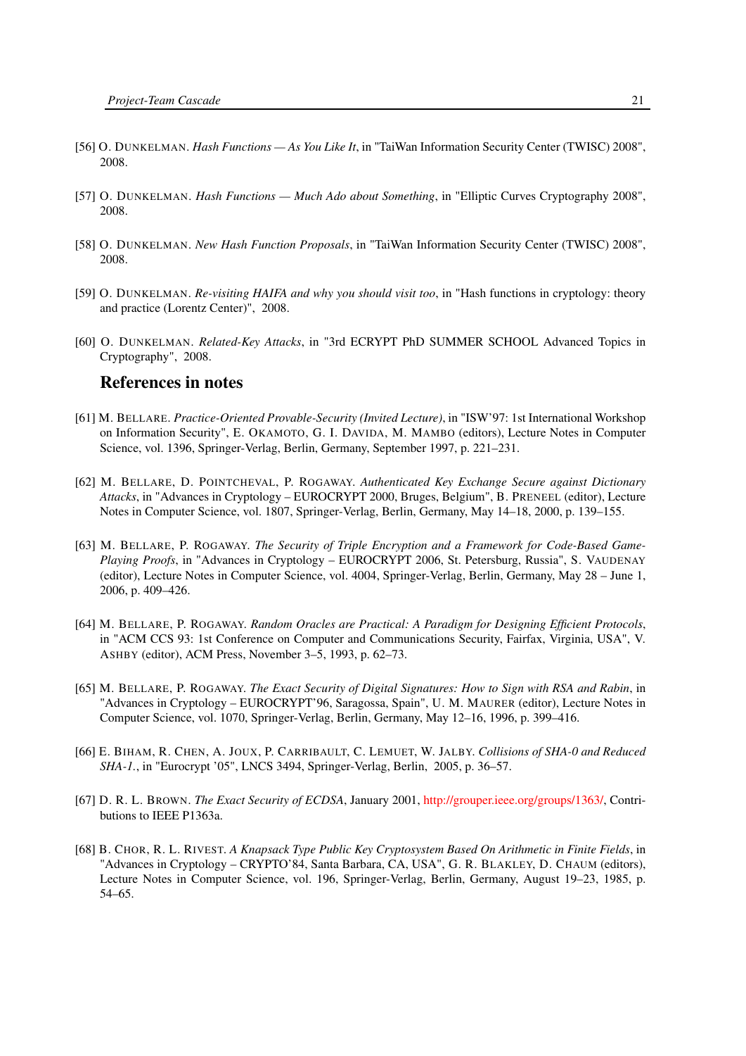[56] O. DUNKELMAN. *Hash Functions — As You Like It*, in "TaiWan Information Security Center (TWISC) 2008", 2008.

[57] O. DUNKELMAN. *Hash Functions — Much Ado about Something*, in "Elliptic Curves Cryptography 2008", 2008.

[58] O. DUNKELMAN. *New Hash Function Proposals*, in "TaiWan Information Security Center (TWISC) 2008", 2008.

[59] O. DUNKELMAN. *Re-visiting HAIFA and why you should visit too*, in "Hash functions in cryptology: theory and practice (Lorentz Center)", 2008.

[60] O. DUNKELMAN. *Related-Key Attacks*, in "3rd ECRYPT PhD SUMMER SCHOOL Advanced Topics in Cryptography", 2008.

## References in notes

[61] M. BELLARE. *Practice-Oriented Provable-Security (Invited Lecture)*, in "ISW'97: 1st International Workshop on Information Security", E. OKAMOTO, G. I. DAVIDA, M. MAMBO (editors), Lecture Notes in Computer Science, vol. 1396, Springer-Verlag, Berlin, Germany, September 1997, p. 221–231.

[62] M. BELLARE, D. POINTCHEVAL, P. ROGAWAY. *Authenticated Key Exchange Secure against Dictionary Attacks*, in "Advances in Cryptology – EUROCRYPT 2000, Bruges, Belgium", B. PRENEEL (editor), Lecture Notes in Computer Science, vol. 1807, Springer-Verlag, Berlin, Germany, May 14–18, 2000, p. 139–155.

[63] M. BELLARE, P. ROGAWAY. *The Security of Triple Encryption and a Framework for Code-Based Game-Playing Proofs*, in "Advances in Cryptology – EUROCRYPT 2006, St. Petersburg, Russia", S. VAUDENAY (editor), Lecture Notes in Computer Science, vol. 4004, Springer-Verlag, Berlin, Germany, May 28 – June 1, 2006, p. 409–426.

[64] M. BELLARE, P. ROGAWAY. *Random Oracles are Practical: A Paradigm for Designing Efficient Protocols*, in "ACM CCS 93: 1st Conference on Computer and Communications Security, Fairfax, Virginia, USA", V. ASHBY (editor), ACM Press, November 3–5, 1993, p. 62–73.

[65] M. BELLARE, P. ROGAWAY. *The Exact Security of Digital Signatures: How to Sign with RSA and Rabin*, in "Advances in Cryptology – EUROCRYPT'96, Saragossa, Spain", U. M. MAURER (editor), Lecture Notes in Computer Science, vol. 1070, Springer-Verlag, Berlin, Germany, May 12–16, 1996, p. 399–416.

[66] E. BIHAM, R. CHEN, A. JOUX, P. CARRIBAULT, C. LEMUET, W. JALBY. *Collisions of SHA-0 and Reduced SHA-1.*, in "Eurocrypt '05", LNCS 3494, Springer-Verlag, Berlin, 2005, p. 36–57.

[67] D. R. L. BROWN. *The Exact Security of ECDSA*, January 2001, http://grouper.ieee.org/groups/1363/, Contributions to IEEE P1363a.

[68] B. CHOR, R. L. RIVEST. *A Knapsack Type Public Key Cryptosystem Based On Arithmetic in Finite Fields*, in "Advances in Cryptology – CRYPTO'84, Santa Barbara, CA, USA", G. R. BLAKLEY, D. CHAUM (editors), Lecture Notes in Computer Science, vol. 196, Springer-Verlag, Berlin, Germany, August 19–23, 1985, p. 54–65.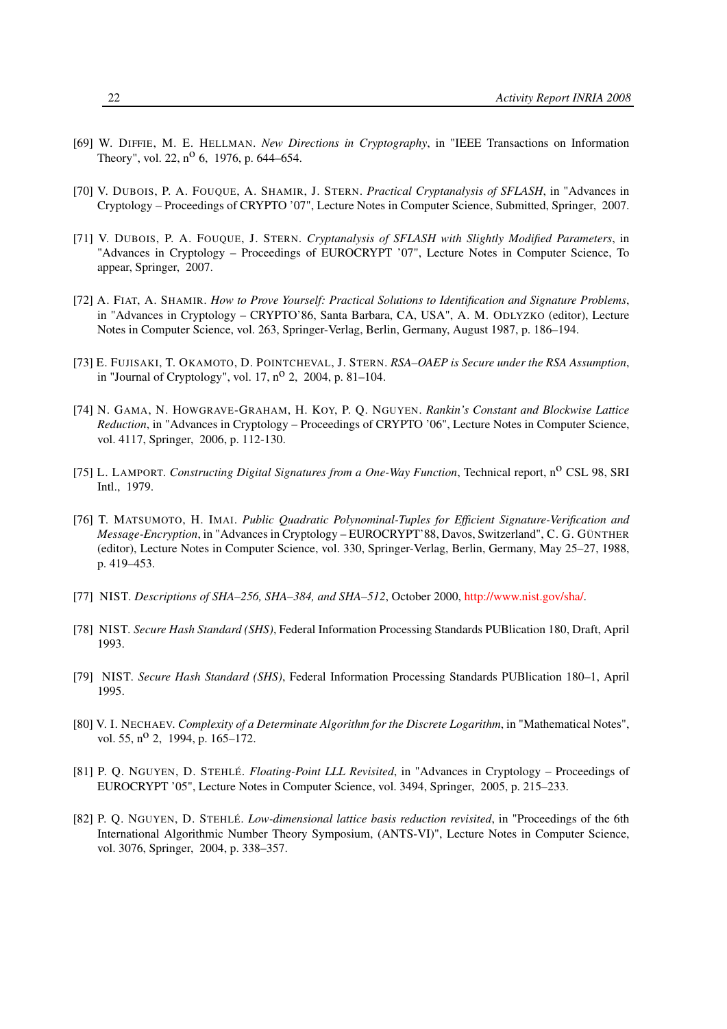[69] W. DIFFIE, M. E. HELLMAN. *New Directions in Cryptography*, in "IEEE Transactions on Information Theory", vol. 22, n$^{o}$ 6, 1976, p. 644–654.

[70] V. DUBOIS, P. A. FOUQUE, A. SHAMIR, J. STERN. *Practical Cryptanalysis of SFLASH*, in "Advances in Cryptology – Proceedings of CRYPTO '07", Lecture Notes in Computer Science, Submitted, Springer, 2007.

[71] V. DUBOIS, P. A. FOUQUE, J. STERN. *Cryptanalysis of SFLASH with Slightly Modified Parameters*, in "Advances in Cryptology – Proceedings of EUROCRYPT '07", Lecture Notes in Computer Science, To appear, Springer, 2007.

[72] A. FIAT, A. SHAMIR. *How to Prove Yourself: Practical Solutions to Identification and Signature Problems*, in "Advances in Cryptology – CRYPTO'86, Santa Barbara, CA, USA", A. M. ODLYZKO (editor), Lecture Notes in Computer Science, vol. 263, Springer-Verlag, Berlin, Germany, August 1987, p. 186–194.

[73] E. FUJISAKI, T. OKAMOTO, D. POINTCHEVAL, J. STERN. *RSA–OAEP is Secure under the RSA Assumption*, in "Journal of Cryptology", vol. 17, n$^{o}$ 2, 2004, p. 81–104.

[74] N. GAMA, N. HOWGRAVE-GRAHAM, H. KOY, P. Q. NGUYEN. *Rankin's Constant and Blockwise Lattice Reduction*, in "Advances in Cryptology – Proceedings of CRYPTO '06", Lecture Notes in Computer Science, vol. 4117, Springer, 2006, p. 112-130.

[75] L. LAMPORT. *Constructing Digital Signatures from a One-Way Function*, Technical report, n$^{o}$ CSL 98, SRI Intl., 1979.

[76] T. MATSUMOTO, H. IMAI. *Public Quadratic Polynominal-Tuples for Efficient Signature-Verification and Message-Encryption*, in "Advances in Cryptology – EUROCRYPT'88, Davos, Switzerland", C. G. GÜNTHER (editor), Lecture Notes in Computer Science, vol. 330, Springer-Verlag, Berlin, Germany, May 25–27, 1988, p. 419–453.

[77] NIST. *Descriptions of SHA–256, SHA–384, and SHA–512*, October 2000, http://www.nist.gov/sha/.

[78] NIST. *Secure Hash Standard (SHS)*, Federal Information Processing Standards PUBlication 180, Draft, April 1993.

[79] NIST. *Secure Hash Standard (SHS)*, Federal Information Processing Standards PUBlication 180–1, April 1995.

[80] V. I. NECHAEV. *Complexity of a Determinate Algorithm for the Discrete Logarithm*, in "Mathematical Notes", vol. 55, n$^{o}$ 2, 1994, p. 165–172.

[81] P. Q. NGUYEN, D. STEHLÉ. *Floating-Point LLL Revisited*, in "Advances in Cryptology – Proceedings of EUROCRYPT '05", Lecture Notes in Computer Science, vol. 3494, Springer, 2005, p. 215–233.

[82] P. Q. NGUYEN, D. STEHLÉ. *Low-dimensional lattice basis reduction revisited*, in "Proceedings of the 6th International Algorithmic Number Theory Symposium, (ANTS-VI)", Lecture Notes in Computer Science, vol. 3076, Springer, 2004, p. 338–357.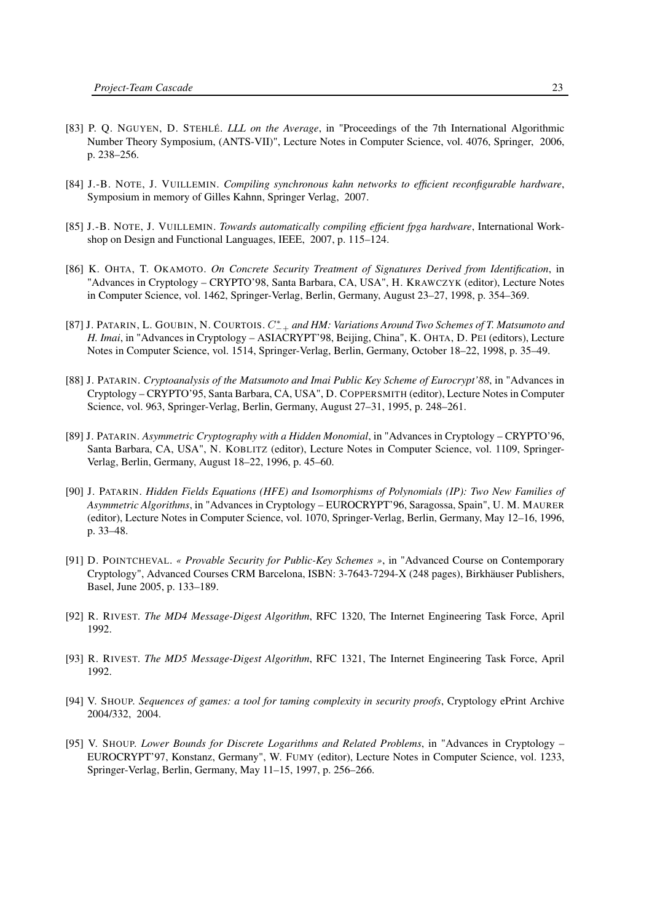[83] P. Q. NGUYEN, D. STEHLÉ. *LLL on the Average*, in "Proceedings of the 7th International Algorithmic Number Theory Symposium, (ANTS-VII)", Lecture Notes in Computer Science, vol. 4076, Springer, 2006, p. 238–256.

[84] J.-B. NOTE, J. VUILLEMIN. *Compiling synchronous kahn networks to efficient reconfigurable hardware*, Symposium in memory of Gilles Kahnn, Springer Verlag, 2007.

[85] J.-B. NOTE, J. VUILLEMIN. *Towards automatically compiling efficient fpga hardware*, International Workshop on Design and Functional Languages, IEEE, 2007, p. 115–124.

[86] K. OHTA, T. OKAMOTO. *On Concrete Security Treatment of Signatures Derived from Identification*, in "Advances in Cryptology – CRYPTO'98, Santa Barbara, CA, USA", H. KRAWCZYK (editor), Lecture Notes in Computer Science, vol. 1462, Springer-Verlag, Berlin, Germany, August 23–27, 1998, p. 354–369.

[87] J. PATARIN, L. GOUBIN, N. COURTOIS. *$C^*_{-+}$ and HM: Variations Around Two Schemes of T. Matsumoto and H. Imai*, in "Advances in Cryptology – ASIACRYPT'98, Beijing, China", K. OHTA, D. PEI (editors), Lecture Notes in Computer Science, vol. 1514, Springer-Verlag, Berlin, Germany, October 18–22, 1998, p. 35–49.

[88] J. PATARIN. *Cryptoanalysis of the Matsumoto and Imai Public Key Scheme of Eurocrypt'88*, in "Advances in Cryptology – CRYPTO'95, Santa Barbara, CA, USA", D. COPPERSMITH (editor), Lecture Notes in Computer Science, vol. 963, Springer-Verlag, Berlin, Germany, August 27–31, 1995, p. 248–261.

[89] J. PATARIN. *Asymmetric Cryptography with a Hidden Monomial*, in "Advances in Cryptology – CRYPTO'96, Santa Barbara, CA, USA", N. KOBLITZ (editor), Lecture Notes in Computer Science, vol. 1109, Springer-Verlag, Berlin, Germany, August 18–22, 1996, p. 45–60.

[90] J. PATARIN. *Hidden Fields Equations (HFE) and Isomorphisms of Polynomials (IP): Two New Families of Asymmetric Algorithms*, in "Advances in Cryptology – EUROCRYPT'96, Saragossa, Spain", U. M. MAURER (editor), Lecture Notes in Computer Science, vol. 1070, Springer-Verlag, Berlin, Germany, May 12–16, 1996, p. 33–48.

[91] D. POINTCHEVAL. *« Provable Security for Public-Key Schemes »*, in "Advanced Course on Contemporary Cryptology", Advanced Courses CRM Barcelona, ISBN: 3-7643-7294-X (248 pages), Birkhäuser Publishers, Basel, June 2005, p. 133–189.

[92] R. RIVEST. *The MD4 Message-Digest Algorithm*, RFC 1320, The Internet Engineering Task Force, April 1992.

[93] R. RIVEST. *The MD5 Message-Digest Algorithm*, RFC 1321, The Internet Engineering Task Force, April 1992.

[94] V. SHOUP. *Sequences of games: a tool for taming complexity in security proofs*, Cryptology ePrint Archive 2004/332, 2004.

[95] V. SHOUP. *Lower Bounds for Discrete Logarithms and Related Problems*, in "Advances in Cryptology – EUROCRYPT'97, Konstanz, Germany", W. FUMY (editor), Lecture Notes in Computer Science, vol. 1233, Springer-Verlag, Berlin, Germany, May 11–15, 1997, p. 256–266.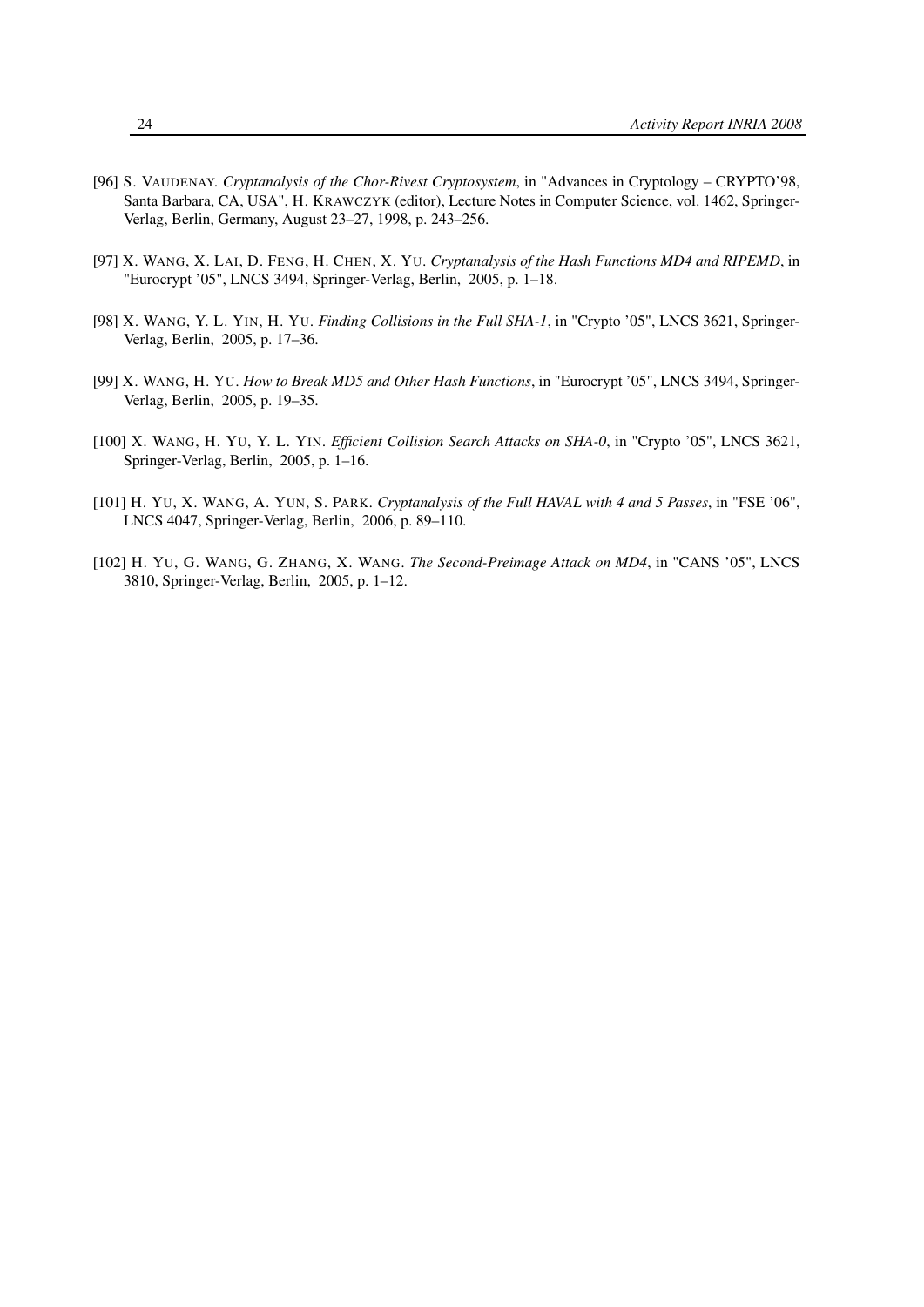[96] S. VAUDENAY. *Cryptanalysis of the Chor-Rivest Cryptosystem*, in "Advances in Cryptology – CRYPTO'98, Santa Barbara, CA, USA", H. KRAWCZYK (editor), Lecture Notes in Computer Science, vol. 1462, Springer-Verlag, Berlin, Germany, August 23–27, 1998, p. 243–256.

[97] X. WANG, X. LAI, D. FENG, H. CHEN, X. YU. *Cryptanalysis of the Hash Functions MD4 and RIPEMD*, in "Eurocrypt '05", LNCS 3494, Springer-Verlag, Berlin, 2005, p. 1–18.

[98] X. WANG, Y. L. YIN, H. YU. *Finding Collisions in the Full SHA-1*, in "Crypto '05", LNCS 3621, Springer-Verlag, Berlin, 2005, p. 17–36.

[99] X. WANG, H. YU. *How to Break MD5 and Other Hash Functions*, in "Eurocrypt '05", LNCS 3494, Springer-Verlag, Berlin, 2005, p. 19–35.

[100] X. WANG, H. YU, Y. L. YIN. *Efficient Collision Search Attacks on SHA-0*, in "Crypto '05", LNCS 3621, Springer-Verlag, Berlin, 2005, p. 1–16.

[101] H. YU, X. WANG, A. YUN, S. PARK. *Cryptanalysis of the Full HAVAL with 4 and 5 Passes*, in "FSE '06", LNCS 4047, Springer-Verlag, Berlin, 2006, p. 89–110.

[102] H. YU, G. WANG, G. ZHANG, X. WANG. *The Second-Preimage Attack on MD4*, in "CANS '05", LNCS 3810, Springer-Verlag, Berlin, 2005, p. 1–12.